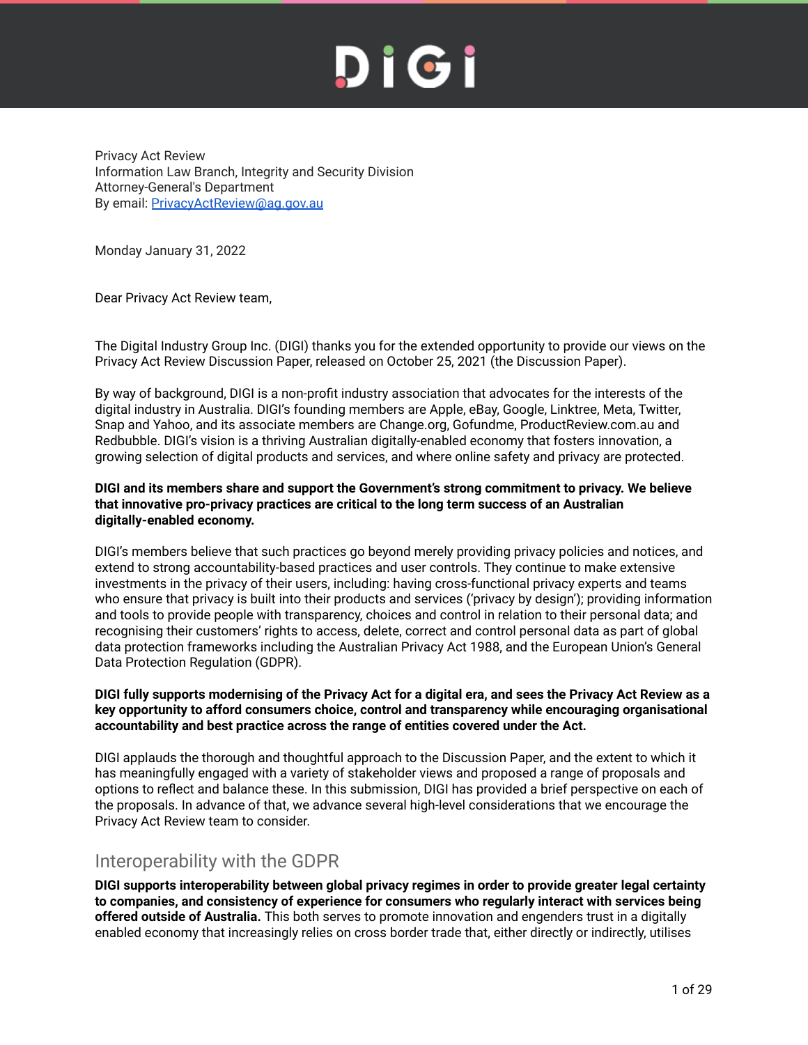Privacy Act Review
Information Law Branch, Integrity and Security Division
Attorney-General's Department
By email: [PrivacyActReview@ag.gov.au](mailto:PrivacyActReview@ag.gov.au)

Monday January 31, 2022

Dear Privacy Act Review team,

The Digital Industry Group Inc. (DIGI) thanks you for the extended opportunity to provide our views on the Privacy Act Review Discussion Paper, released on October 25, 2021 (the Discussion Paper).

By way of background, DIGI is a non-profit industry association that advocates for the interests of the digital industry in Australia. DIGI's founding members are Apple, eBay, Google, Linktree, Meta, Twitter, Snap and Yahoo, and its associate members are Change.org, Gofundme, ProductReview.com.au and Redbubble. DIGI's vision is a thriving Australian digitally-enabled economy that fosters innovation, a growing selection of digital products and services, and where online safety and privacy are protected.

**DIGI and its members share and support the Government's strong commitment to privacy. We believe that innovative pro-privacy practices are critical to the long term success of an Australian digitally-enabled economy.**

DIGI's members believe that such practices go beyond merely providing privacy policies and notices, and extend to strong accountability-based practices and user controls. They continue to make extensive investments in the privacy of their users, including: having cross-functional privacy experts and teams who ensure that privacy is built into their products and services ('privacy by design'); providing information and tools to provide people with transparency, choices and control in relation to their personal data; and recognising their customers' rights to access, delete, correct and control personal data as part of global data protection frameworks including the Australian Privacy Act 1988, and the European Union's General Data Protection Regulation (GDPR).

**DIGI fully supports modernising of the Privacy Act for a digital era, and sees the Privacy Act Review as a key opportunity to afford consumers choice, control and transparency while encouraging organisational accountability and best practice across the range of entities covered under the Act.**

DIGI applauds the thorough and thoughtful approach to the Discussion Paper, and the extent to which it has meaningfully engaged with a variety of stakeholder views and proposed a range of proposals and options to reflect and balance these. In this submission, DIGI has provided a brief perspective on each of the proposals. In advance of that, we advance several high-level considerations that we encourage the Privacy Act Review team to consider.

## Interoperability with the GDPR

**DIGI supports interoperability between global privacy regimes in order to provide greater legal certainty to companies, and consistency of experience for consumers who regularly interact with services being offered outside of Australia.** This both serves to promote innovation and engenders trust in a digitally enabled economy that increasingly relies on cross border trade that, either directly or indirectly, utilises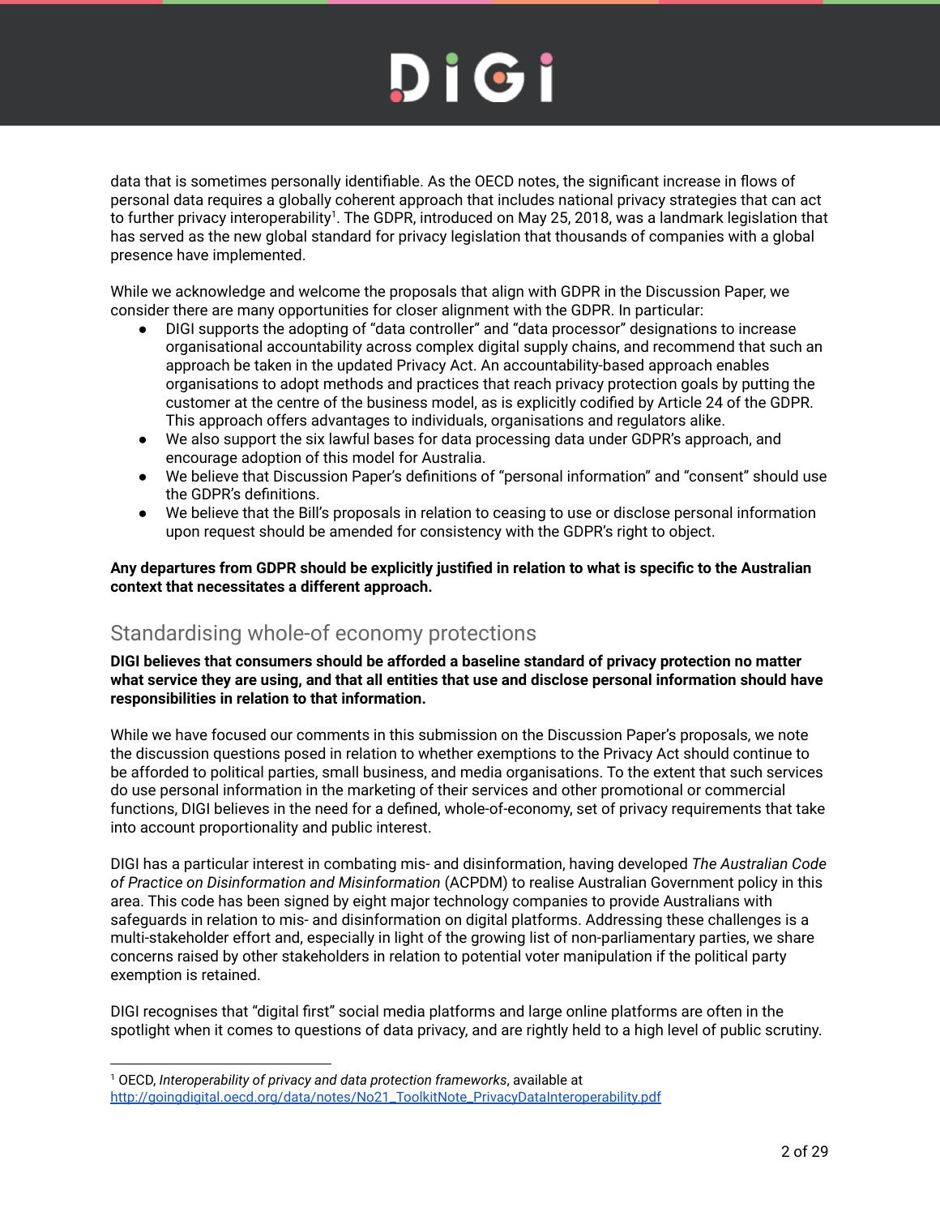data that is sometimes personally identifiable. As the OECD notes, the significant increase in flows of personal data requires a globally coherent approach that includes national privacy strategies that can act to further privacy interoperability[1]. The GDPR, introduced on May 25, 2018, was a landmark legislation that has served as the new global standard for privacy legislation that thousands of companies with a global presence have implemented.

While we acknowledge and welcome the proposals that align with GDPR in the Discussion Paper, we consider there are many opportunities for closer alignment with the GDPR. In particular:

- DIGI supports the adopting of "data controller" and "data processor" designations to increase organisational accountability across complex digital supply chains, and recommend that such an approach be taken in the updated Privacy Act. An accountability-based approach enables organisations to adopt methods and practices that reach privacy protection goals by putting the customer at the centre of the business model, as is explicitly codified by Article 24 of the GDPR. This approach offers advantages to individuals, organisations and regulators alike.
- We also support the six lawful bases for data processing data under GDPR's approach, and encourage adoption of this model for Australia.
- We believe that Discussion Paper's definitions of "personal information" and "consent" should use the GDPR's definitions.
- We believe that the Bill's proposals in relation to ceasing to use or disclose personal information upon request should be amended for consistency with the GDPR's right to object.

**Any departures from GDPR should be explicitly justified in relation to what is specific to the Australian context that necessitates a different approach.**

## Standardising whole-of economy protections

**DIGI believes that consumers should be afforded a baseline standard of privacy protection no matter what service they are using, and that all entities that use and disclose personal information should have responsibilities in relation to that information.**

While we have focused our comments in this submission on the Discussion Paper's proposals, we note the discussion questions posed in relation to whether exemptions to the Privacy Act should continue to be afforded to political parties, small business, and media organisations. To the extent that such services do use personal information in the marketing of their services and other promotional or commercial functions, DIGI believes in the need for a defined, whole-of-economy, set of privacy requirements that take into account proportionality and public interest.

DIGI has a particular interest in combating mis- and disinformation, having developed *The Australian Code of Practice on Disinformation and Misinformation* (ACPDM) to realise Australian Government policy in this area. This code has been signed by eight major technology companies to provide Australians with safeguards in relation to mis- and disinformation on digital platforms. Addressing these challenges is a multi-stakeholder effort and, especially in light of the growing list of non-parliamentary parties, we share concerns raised by other stakeholders in relation to potential voter manipulation if the political party exemption is retained.

DIGI recognises that "digital first" social media platforms and large online platforms are often in the spotlight when it comes to questions of data privacy, and are rightly held to a high level of public scrutiny.

---

[1] OECD, *Interoperability of privacy and data protection frameworks*, available at http://goingdigital.oecd.org/data/notes/No21_ToolkitNote_PrivacyDataInteroperability.pdf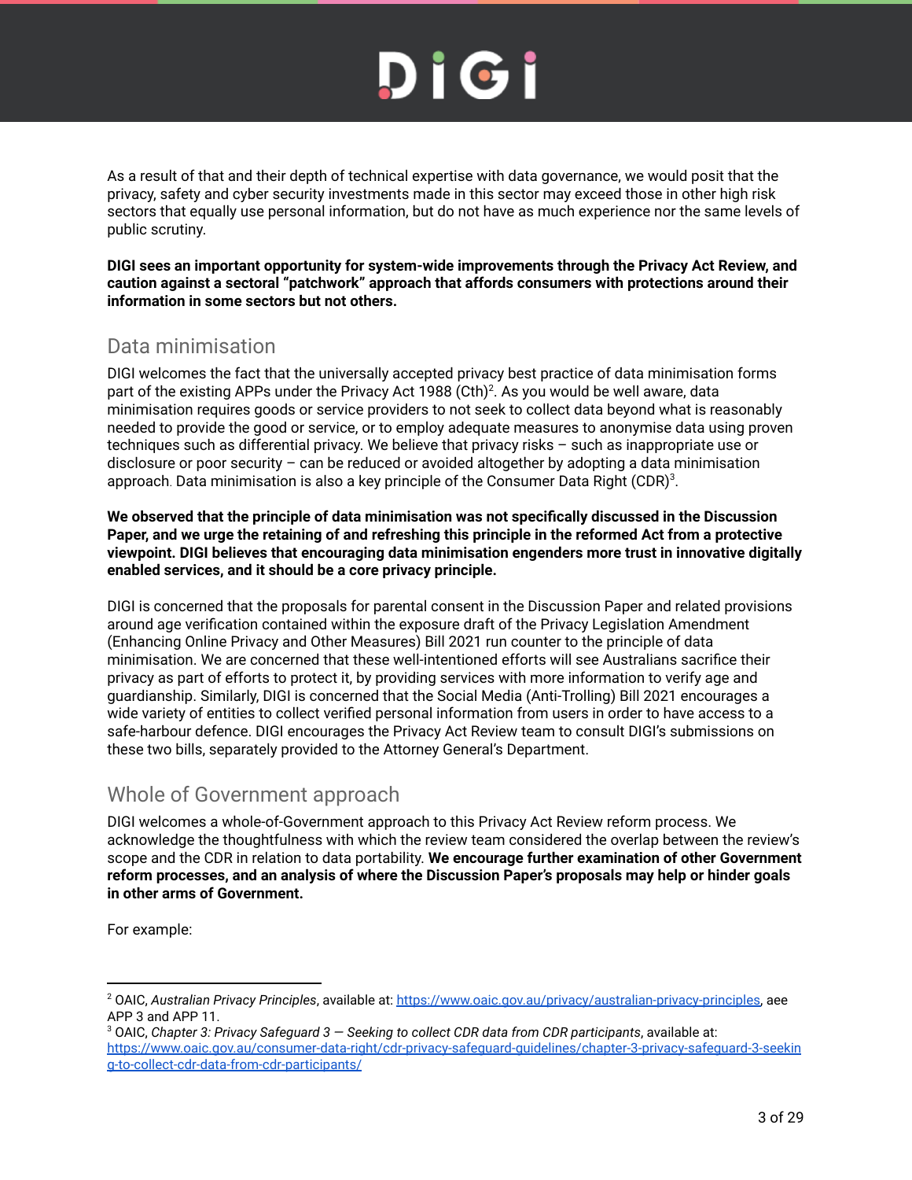As a result of that and their depth of technical expertise with data governance, we would posit that the privacy, safety and cyber security investments made in this sector may exceed those in other high risk sectors that equally use personal information, but do not have as much experience nor the same levels of public scrutiny.

**DIGI sees an important opportunity for system-wide improvements through the Privacy Act Review, and caution against a sectoral "patchwork" approach that affords consumers with protections around their information in some sectors but not others.**

## Data minimisation

DIGI welcomes the fact that the universally accepted privacy best practice of data minimisation forms part of the existing APPs under the Privacy Act 1988 (Cth)[2]. As you would be well aware, data minimisation requires goods or service providers to not seek to collect data beyond what is reasonably needed to provide the good or service, or to employ adequate measures to anonymise data using proven techniques such as differential privacy. We believe that privacy risks – such as inappropriate use or disclosure or poor security – can be reduced or avoided altogether by adopting a data minimisation approach. Data minimisation is also a key principle of the Consumer Data Right (CDR)[3].

**We observed that the principle of data minimisation was not specifically discussed in the Discussion Paper, and we urge the retaining of and refreshing this principle in the reformed Act from a protective viewpoint. DIGI believes that encouraging data minimisation engenders more trust in innovative digitally enabled services, and it should be a core privacy principle.**

DIGI is concerned that the proposals for parental consent in the Discussion Paper and related provisions around age verification contained within the exposure draft of the Privacy Legislation Amendment (Enhancing Online Privacy and Other Measures) Bill 2021 run counter to the principle of data minimisation. We are concerned that these well-intentioned efforts will see Australians sacrifice their privacy as part of efforts to protect it, by providing services with more information to verify age and guardianship. Similarly, DIGI is concerned that the Social Media (Anti-Trolling) Bill 2021 encourages a wide variety of entities to collect verified personal information from users in order to have access to a safe-harbour defence. DIGI encourages the Privacy Act Review team to consult DIGI's submissions on these two bills, separately provided to the Attorney General's Department.

## Whole of Government approach

DIGI welcomes a whole-of-Government approach to this Privacy Act Review reform process. We acknowledge the thoughtfulness with which the review team considered the overlap between the review's scope and the CDR in relation to data portability. **We encourage further examination of other Government reform processes, and an analysis of where the Discussion Paper's proposals may help or hinder goals in other arms of Government.**

For example:

---

[2] OAIC, *Australian Privacy Principles*, available at: https://www.oaic.gov.au/privacy/australian-privacy-principles, aee APP 3 and APP 11.

[3] OAIC, *Chapter 3: Privacy Safeguard 3 — Seeking to collect CDR data from CDR participants*, available at: https://www.oaic.gov.au/consumer-data-right/cdr-privacy-safeguard-guidelines/chapter-3-privacy-safeguard-3-seeking-to-collect-cdr-data-from-cdr-participants/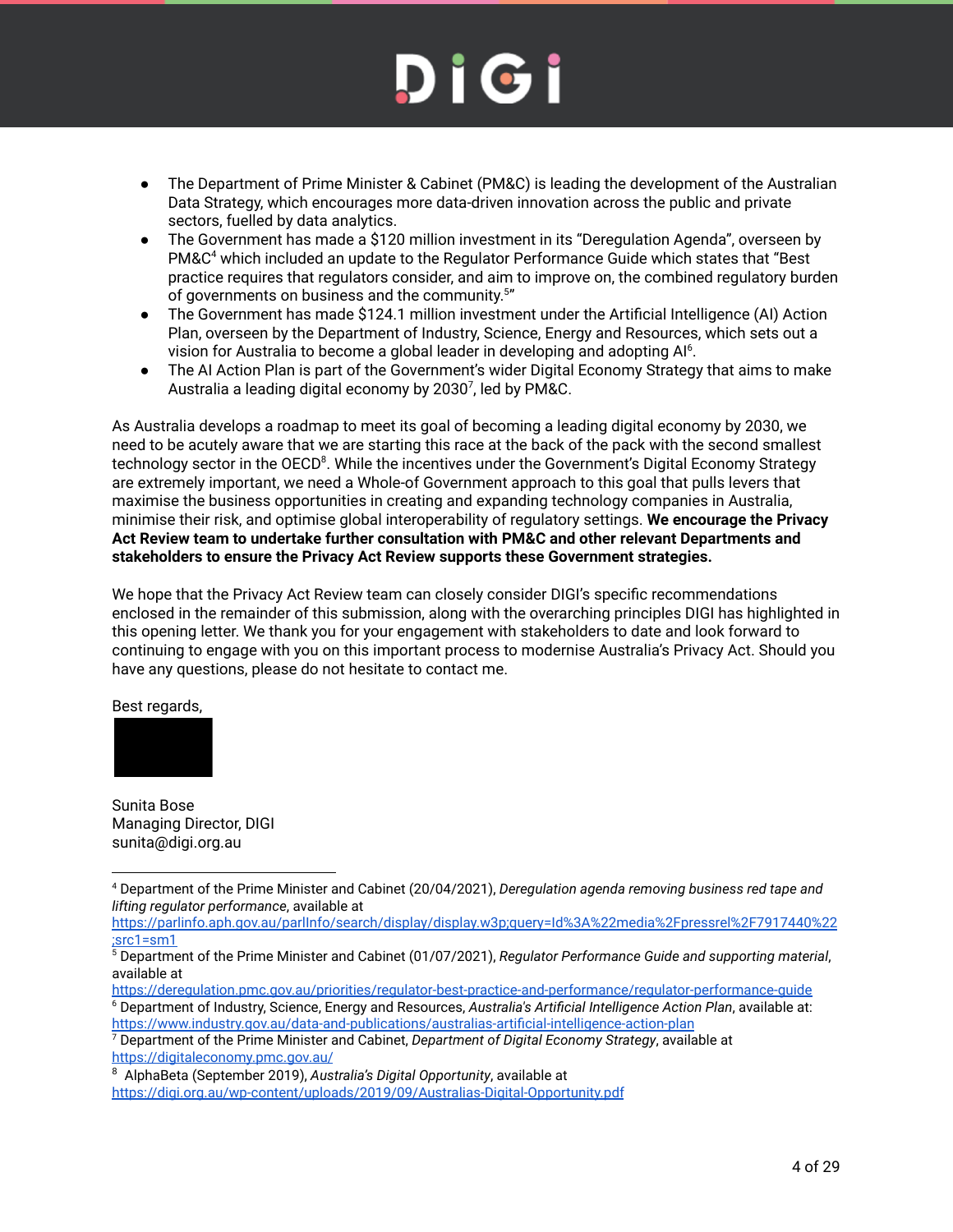- The Department of Prime Minister & Cabinet (PM&C) is leading the development of the Australian Data Strategy, which encourages more data-driven innovation across the public and private sectors, fuelled by data analytics.
- The Government has made a $120 million investment in its "Deregulation Agenda", overseen by PM&C[4] which included an update to the Regulator Performance Guide which states that "Best practice requires that regulators consider, and aim to improve on, the combined regulatory burden of governments on business and the community.[5]"
- The Government has made $124.1 million investment under the Artificial Intelligence (AI) Action Plan, overseen by the Department of Industry, Science, Energy and Resources, which sets out a vision for Australia to become a global leader in developing and adopting AI[6].
- The AI Action Plan is part of the Government's wider Digital Economy Strategy that aims to make Australia a leading digital economy by 2030[7], led by PM&C.

As Australia develops a roadmap to meet its goal of becoming a leading digital economy by 2030, we need to be acutely aware that we are starting this race at the back of the pack with the second smallest technology sector in the OECD[8]. While the incentives under the Government's Digital Economy Strategy are extremely important, we need a Whole-of Government approach to this goal that pulls levers that maximise the business opportunities in creating and expanding technology companies in Australia, minimise their risk, and optimise global interoperability of regulatory settings. **We encourage the Privacy Act Review team to undertake further consultation with PM&C and other relevant Departments and stakeholders to ensure the Privacy Act Review supports these Government strategies.**

We hope that the Privacy Act Review team can closely consider DIGI's specific recommendations enclosed in the remainder of this submission, along with the overarching principles DIGI has highlighted in this opening letter. We thank you for your engagement with stakeholders to date and look forward to continuing to engage with you on this important process to modernise Australia's Privacy Act. Should you have any questions, please do not hesitate to contact me.

Best regards,

Sunita Bose
Managing Director, DIGI
sunita@digi.org.au

---

[4] Department of the Prime Minister and Cabinet (20/04/2021), *Deregulation agenda removing business red tape and lifting regulator performance*, available at https://parlinfo.aph.gov.au/parlInfo/search/display/display.w3p;query=Id%3A%22media%2Fpressrel%2F7917440%22;src1=sm1

[5] Department of the Prime Minister and Cabinet (01/07/2021), *Regulator Performance Guide and supporting material*, available at https://deregulation.pmc.gov.au/priorities/regulator-best-practice-and-performance/regulator-performance-guide

[6] Department of Industry, Science, Energy and Resources, *Australia's Artificial Intelligence Action Plan*, available at: https://www.industry.gov.au/data-and-publications/australias-artificial-intelligence-action-plan

[7] Department of the Prime Minister and Cabinet, *Department of Digital Economy Strategy*, available at https://digitaleconomy.pmc.gov.au/

[8] AlphaBeta (September 2019), *Australia's Digital Opportunity*, available at https://digi.org.au/wp-content/uploads/2019/09/Australias-Digital-Opportunity.pdf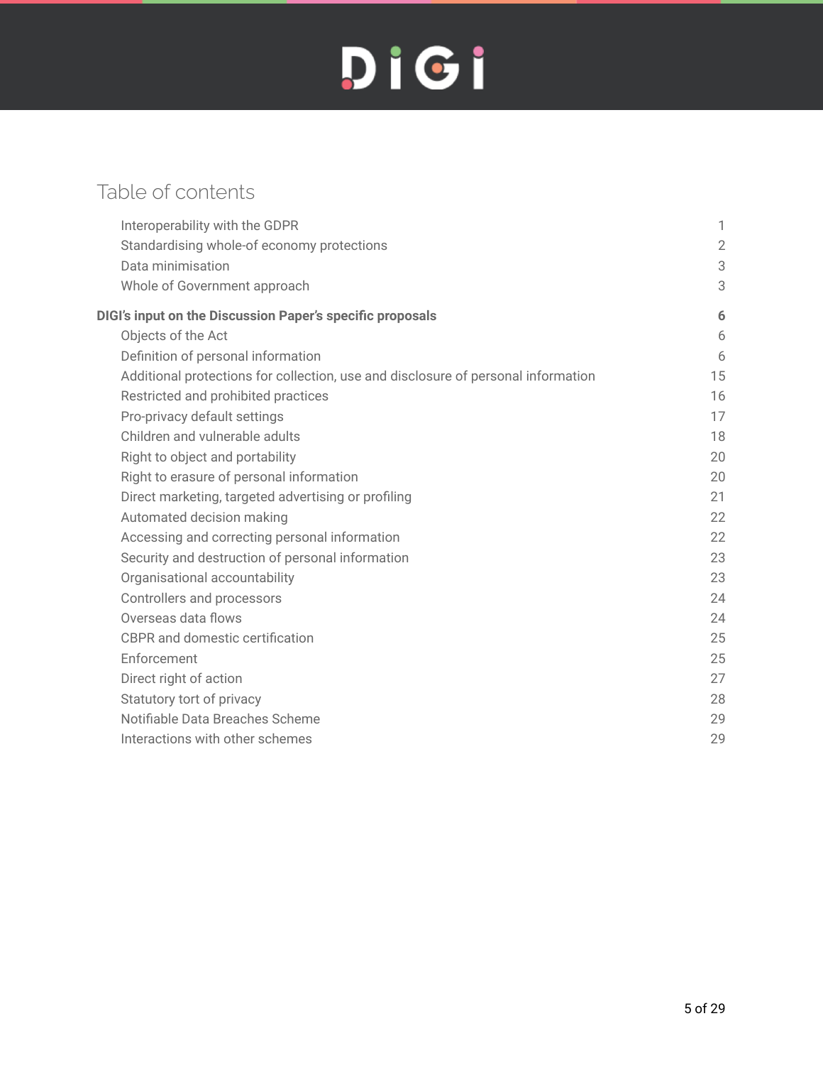## Table of contents

| | |
|---|---|
| Interoperability with the GDPR | 1 |
| Standardising whole-of economy protections | 2 |
| Data minimisation | 3 |
| Whole of Government approach | 3 |
| **DIGI's input on the Discussion Paper's specific proposals** | **6** |
| Objects of the Act | 6 |
| Definition of personal information | 6 |
| Additional protections for collection, use and disclosure of personal information | 15 |
| Restricted and prohibited practices | 16 |
| Pro-privacy default settings | 17 |
| Children and vulnerable adults | 18 |
| Right to object and portability | 20 |
| Right to erasure of personal information | 20 |
| Direct marketing, targeted advertising or profiling | 21 |
| Automated decision making | 22 |
| Accessing and correcting personal information | 22 |
| Security and destruction of personal information | 23 |
| Organisational accountability | 23 |
| Controllers and processors | 24 |
| Overseas data flows | 24 |
| CBPR and domestic certification | 25 |
| Enforcement | 25 |
| Direct right of action | 27 |
| Statutory tort of privacy | 28 |
| Notifiable Data Breaches Scheme | 29 |
| Interactions with other schemes | 29 |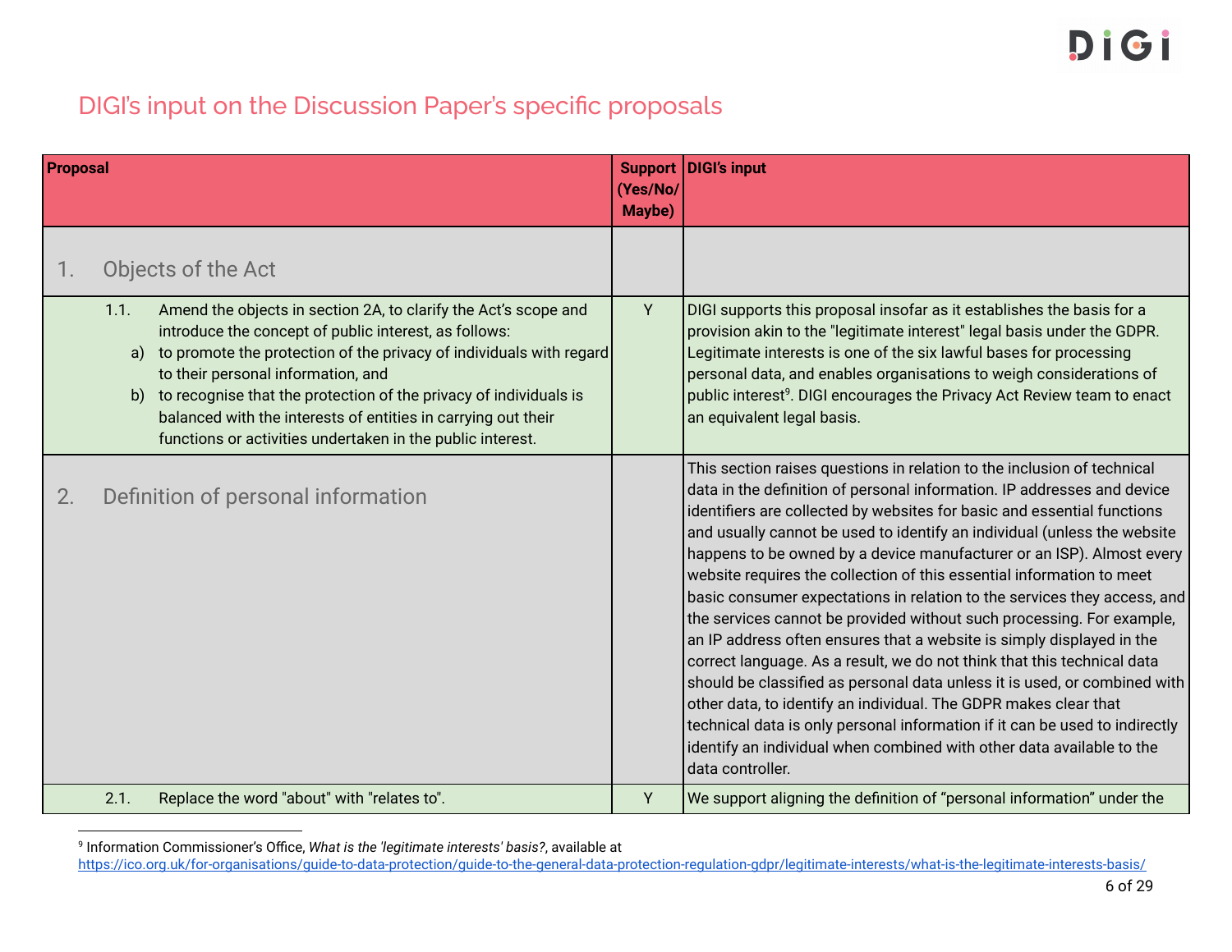## DIGI's input on the Discussion Paper's specific proposals

| Proposal | Support (Yes/No/ Maybe) | DIGI's input |
|---|---|---|
| **1. Objects of the Act** | | |
| 1.1. Amend the objects in section 2A, to clarify the Act's scope and introduce the concept of public interest, as follows: a) to promote the protection of the privacy of individuals with regard to their personal information, and b) to recognise that the protection of the privacy of individuals is balanced with the interests of entities in carrying out their functions or activities undertaken in the public interest. | Y | DIGI supports this proposal insofar as it establishes the basis for a provision akin to the "legitimate interest" legal basis under the GDPR. Legitimate interests is one of the six lawful bases for processing personal data, and enables organisations to weigh considerations of public interest[9]. DIGI encourages the Privacy Act Review team to enact an equivalent legal basis. |
| **2. Definition of personal information** | | This section raises questions in relation to the inclusion of technical data in the definition of personal information. IP addresses and device identifiers are collected by websites for basic and essential functions and usually cannot be used to identify an individual (unless the website happens to be owned by a device manufacturer or an ISP). Almost every website requires the collection of this essential information to meet basic consumer expectations in relation to the services they access, and the services cannot be provided without such processing. For example, an IP address often ensures that a website is simply displayed in the correct language. As a result, we do not think that this technical data should be classified as personal data unless it is used, or combined with other data, to identify an individual. The GDPR makes clear that technical data is only personal information if it can be used to indirectly identify an individual when combined with other data available to the data controller. |
| 2.1. Replace the word "about" with "relates to". | Y | We support aligning the definition of "personal information" under the |

[9] Information Commissioner's Office, *What is the 'legitimate interests' basis?*, available at https://ico.org.uk/for-organisations/guide-to-data-protection/guide-to-the-general-data-protection-regulation-gdpr/legitimate-interests/what-is-the-legitimate-interests-basis/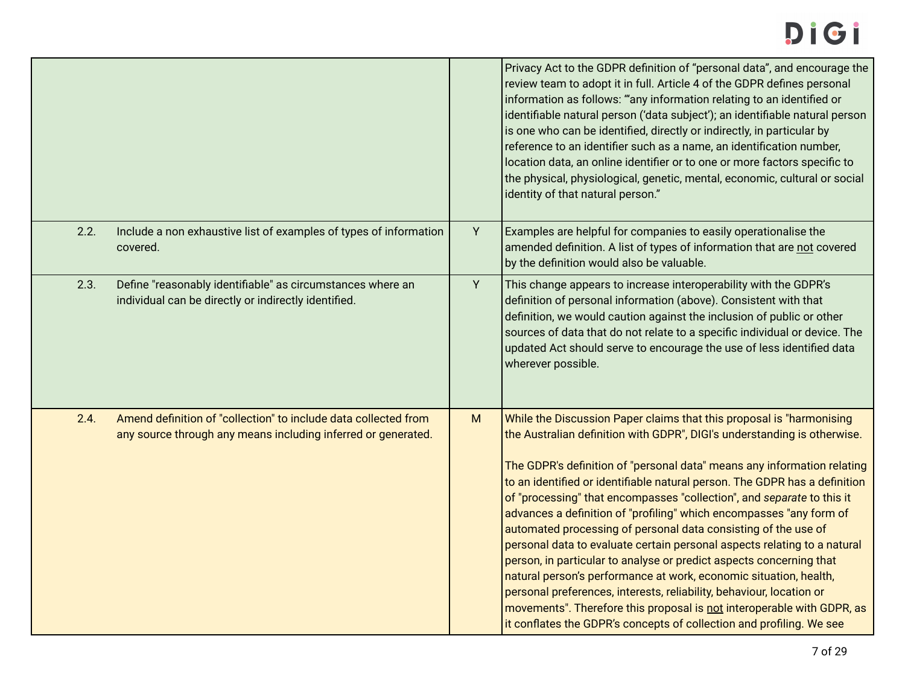| | | | |
|---|---|---|---|
| | | | Privacy Act to the GDPR definition of "personal data", and encourage the review team to adopt it in full. Article 4 of the GDPR defines personal information as follows: "'any information relating to an identified or identifiable natural person ('data subject'); an identifiable natural person is one who can be identified, directly or indirectly, in particular by reference to an identifier such as a name, an identification number, location data, an online identifier or to one or more factors specific to the physical, physiological, genetic, mental, economic, cultural or social identity of that natural person." |
| 2.2. | Include a non exhaustive list of examples of types of information covered. | Y | Examples are helpful for companies to easily operationalise the amended definition. A list of types of information that are <u>not</u> covered by the definition would also be valuable. |
| 2.3. | Define "reasonably identifiable" as circumstances where an individual can be directly or indirectly identified. | Y | This change appears to increase interoperability with the GDPR's definition of personal information (above). Consistent with that definition, we would caution against the inclusion of public or other sources of data that do not relate to a specific individual or device. The updated Act should serve to encourage the use of less identified data wherever possible. |
| 2.4. | Amend definition of "collection" to include data collected from any source through any means including inferred or generated. | M | While the Discussion Paper claims that this proposal is "harmonising the Australian definition with GDPR", DIGI's understanding is otherwise.<br><br>The GDPR's definition of "personal data" means any information relating to an identified or identifiable natural person. The GDPR has a definition of "processing" that encompasses "collection", and *separate* to this it advances a definition of "profiling" which encompasses "any form of automated processing of personal data consisting of the use of personal data to evaluate certain personal aspects relating to a natural person, in particular to analyse or predict aspects concerning that natural person's performance at work, economic situation, health, personal preferences, interests, reliability, behaviour, location or movements". Therefore this proposal is <u>not</u> interoperable with GDPR, as it conflates the GDPR's concepts of collection and profiling. We see |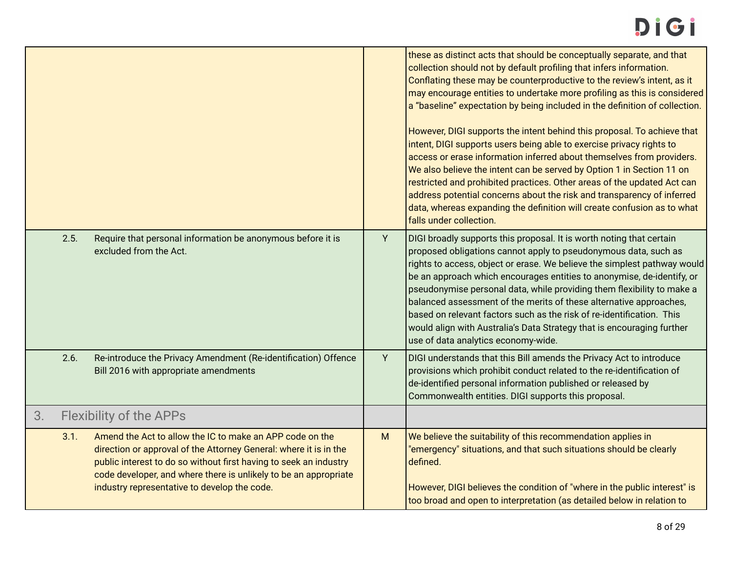| | | |
|---|---|---|
| | | these as distinct acts that should be conceptually separate, and that collection should not by default profiling that infers information. Conflating these may be counterproductive to the review's intent, as it may encourage entities to undertake more profiling as this is considered a "baseline" expectation by being included in the definition of collection.<br><br>However, DIGI supports the intent behind this proposal. To achieve that intent, DIGI supports users being able to exercise privacy rights to access or erase information inferred about themselves from providers. We also believe the intent can be served by Option 1 in Section 11 on restricted and prohibited practices. Other areas of the updated Act can address potential concerns about the risk and transparency of inferred data, whereas expanding the definition will create confusion as to what falls under collection. |
| 2.5. Require that personal information be anonymous before it is excluded from the Act. | Y | DIGI broadly supports this proposal. It is worth noting that certain proposed obligations cannot apply to pseudonymous data, such as rights to access, object or erase. We believe the simplest pathway would be an approach which encourages entities to anonymise, de-identify, or pseudonymise personal data, while providing them flexibility to make a balanced assessment of the merits of these alternative approaches, based on relevant factors such as the risk of re-identification. This would align with Australia's Data Strategy that is encouraging further use of data analytics economy-wide. |
| 2.6. Re-introduce the Privacy Amendment (Re-identification) Offence Bill 2016 with appropriate amendments | Y | DIGI understands that this Bill amends the Privacy Act to introduce provisions which prohibit conduct related to the re-identification of de-identified personal information published or released by Commonwealth entities. DIGI supports this proposal. |
| **3. Flexibility of the APPs** | | |
| 3.1. Amend the Act to allow the IC to make an APP code on the direction or approval of the Attorney General: where it is in the public interest to do so without first having to seek an industry code developer, and where there is unlikely to be an appropriate industry representative to develop the code. | M | We believe the suitability of this recommendation applies in "emergency" situations, and that such situations should be clearly defined.<br><br>However, DIGI believes the condition of "where in the public interest" is too broad and open to interpretation (as detailed below in relation to |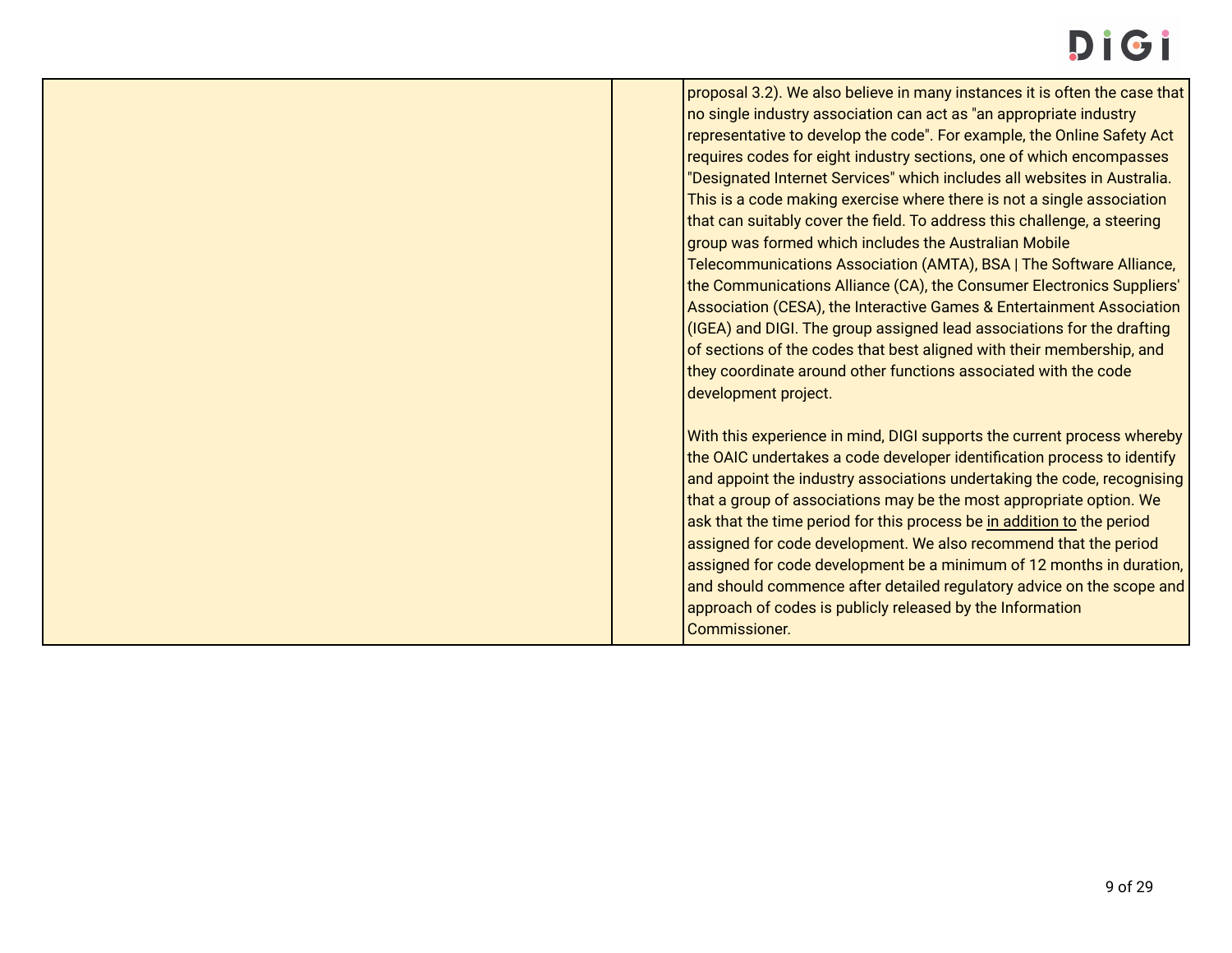| | | |
|---|---|---|
| | | proposal 3.2). We also believe in many instances it is often the case that no single industry association can act as "an appropriate industry representative to develop the code". For example, the Online Safety Act requires codes for eight industry sections, one of which encompasses "Designated Internet Services" which includes all websites in Australia. This is a code making exercise where there is not a single association that can suitably cover the field. To address this challenge, a steering group was formed which includes the Australian Mobile Telecommunications Association (AMTA), BSA \| The Software Alliance, the Communications Alliance (CA), the Consumer Electronics Suppliers' Association (CESA), the Interactive Games & Entertainment Association (IGEA) and DIGI. The group assigned lead associations for the drafting of sections of the codes that best aligned with their membership, and they coordinate around other functions associated with the code development project.<br><br>With this experience in mind, DIGI supports the current process whereby the OAIC undertakes a code developer identification process to identify and appoint the industry associations undertaking the code, recognising that a group of associations may be the most appropriate option. We ask that the time period for this process be <u>in addition to</u> the period assigned for code development. We also recommend that the period assigned for code development be a minimum of 12 months in duration, and should commence after detailed regulatory advice on the scope and approach of codes is publicly released by the Information Commissioner. |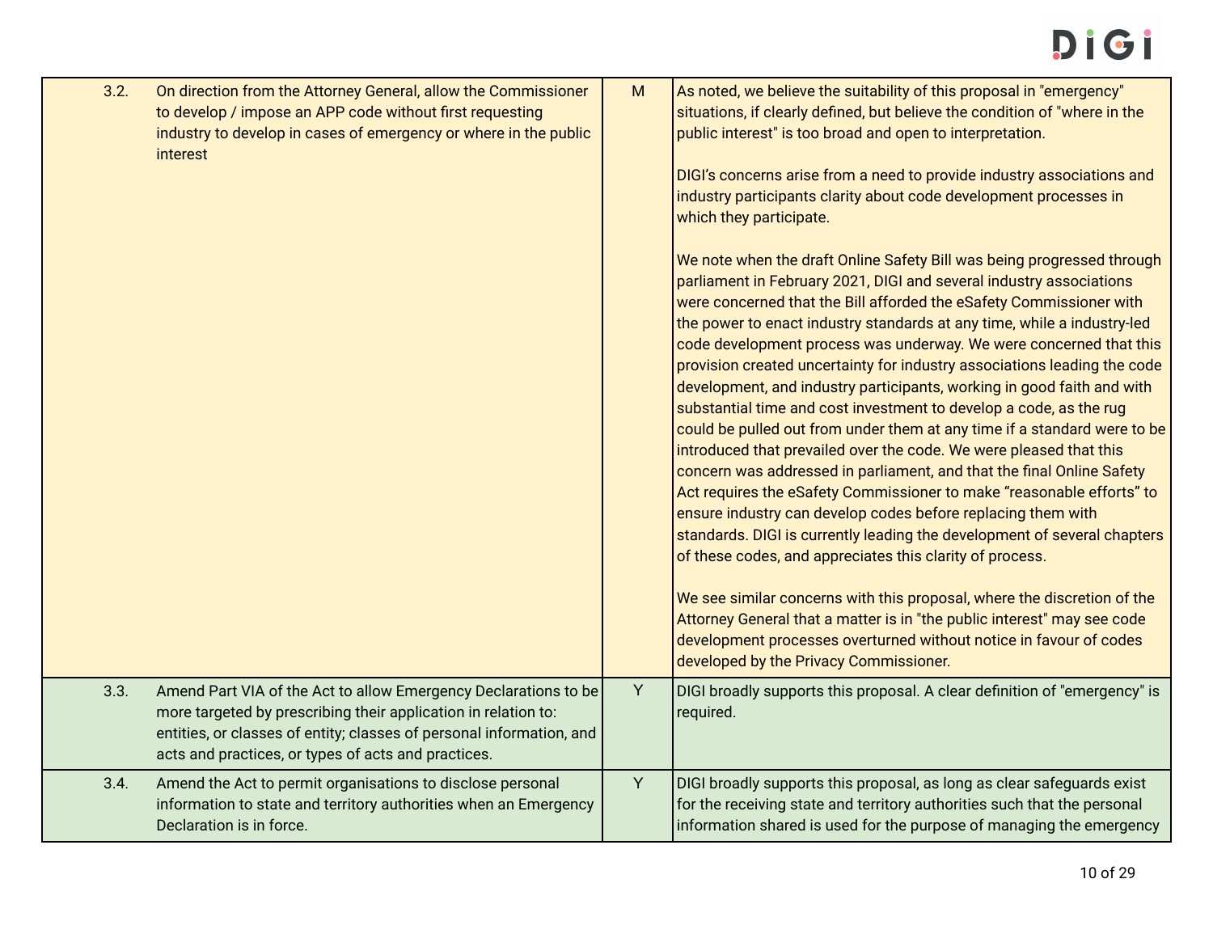| | | | |
|---|---|---|---|
| 3.2. | On direction from the Attorney General, allow the Commissioner to develop / impose an APP code without first requesting industry to develop in cases of emergency or where in the public interest | M | As noted, we believe the suitability of this proposal in "emergency" situations, if clearly defined, but believe the condition of "where in the public interest" is too broad and open to interpretation.<br><br>DIGI's concerns arise from a need to provide industry associations and industry participants clarity about code development processes in which they participate.<br><br>We note when the draft Online Safety Bill was being progressed through parliament in February 2021, DIGI and several industry associations were concerned that the Bill afforded the eSafety Commissioner with the power to enact industry standards at any time, while a industry-led code development process was underway. We were concerned that this provision created uncertainty for industry associations leading the code development, and industry participants, working in good faith and with substantial time and cost investment to develop a code, as the rug could be pulled out from under them at any time if a standard were to be introduced that prevailed over the code. We were pleased that this concern was addressed in parliament, and that the final Online Safety Act requires the eSafety Commissioner to make "reasonable efforts" to ensure industry can develop codes before replacing them with standards. DIGI is currently leading the development of several chapters of these codes, and appreciates this clarity of process.<br><br>We see similar concerns with this proposal, where the discretion of the Attorney General that a matter is in "the public interest" may see code development processes overturned without notice in favour of codes developed by the Privacy Commissioner. |
| 3.3. | Amend Part VIA of the Act to allow Emergency Declarations to be more targeted by prescribing their application in relation to: entities, or classes of entity; classes of personal information, and acts and practices, or types of acts and practices. | Y | DIGI broadly supports this proposal. A clear definition of "emergency" is required. |
| 3.4. | Amend the Act to permit organisations to disclose personal information to state and territory authorities when an Emergency Declaration is in force. | Y | DIGI broadly supports this proposal, as long as clear safeguards exist for the receiving state and territory authorities such that the personal information shared is used for the purpose of managing the emergency |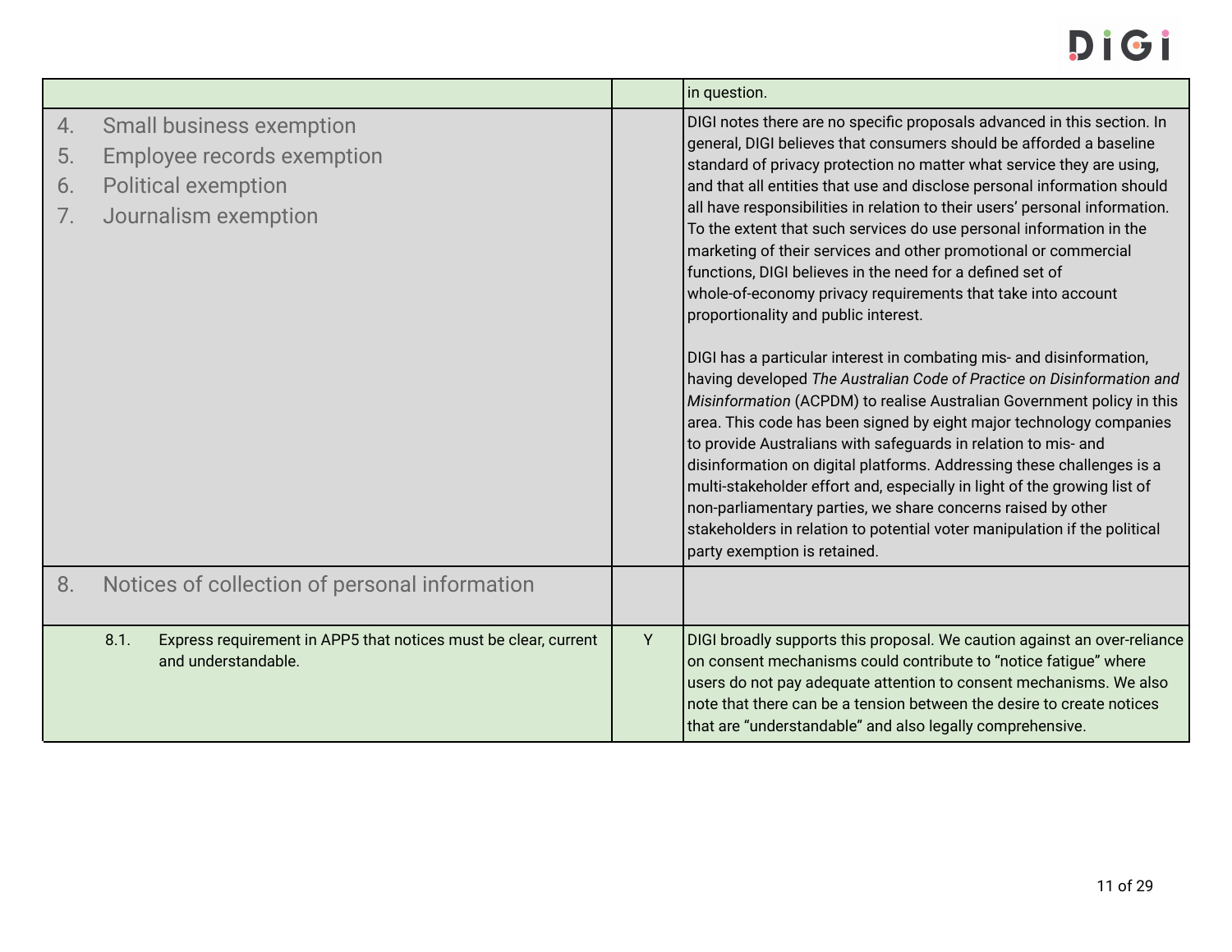| | | |
|---|---|---|
| | | in question. |
| 4. Small business exemption<br>5. Employee records exemption<br>6. Political exemption<br>7. Journalism exemption | | DIGI notes there are no specific proposals advanced in this section. In general, DIGI believes that consumers should be afforded a baseline standard of privacy protection no matter what service they are using, and that all entities that use and disclose personal information should all have responsibilities in relation to their users' personal information. To the extent that such services do use personal information in the marketing of their services and other promotional or commercial functions, DIGI believes in the need for a defined set of whole-of-economy privacy requirements that take into account proportionality and public interest.<br><br>DIGI has a particular interest in combating mis- and disinformation, having developed *The Australian Code of Practice on Disinformation and Misinformation* (ACPDM) to realise Australian Government policy in this area. This code has been signed by eight major technology companies to provide Australians with safeguards in relation to mis- and disinformation on digital platforms. Addressing these challenges is a multi-stakeholder effort and, especially in light of the growing list of non-parliamentary parties, we share concerns raised by other stakeholders in relation to potential voter manipulation if the political party exemption is retained. |
| 8. Notices of collection of personal information | | |
| 8.1. Express requirement in APP5 that notices must be clear, current and understandable. | Y | DIGI broadly supports this proposal. We caution against an over-reliance on consent mechanisms could contribute to "notice fatigue" where users do not pay adequate attention to consent mechanisms. We also note that there can be a tension between the desire to create notices that are "understandable" and also legally comprehensive. |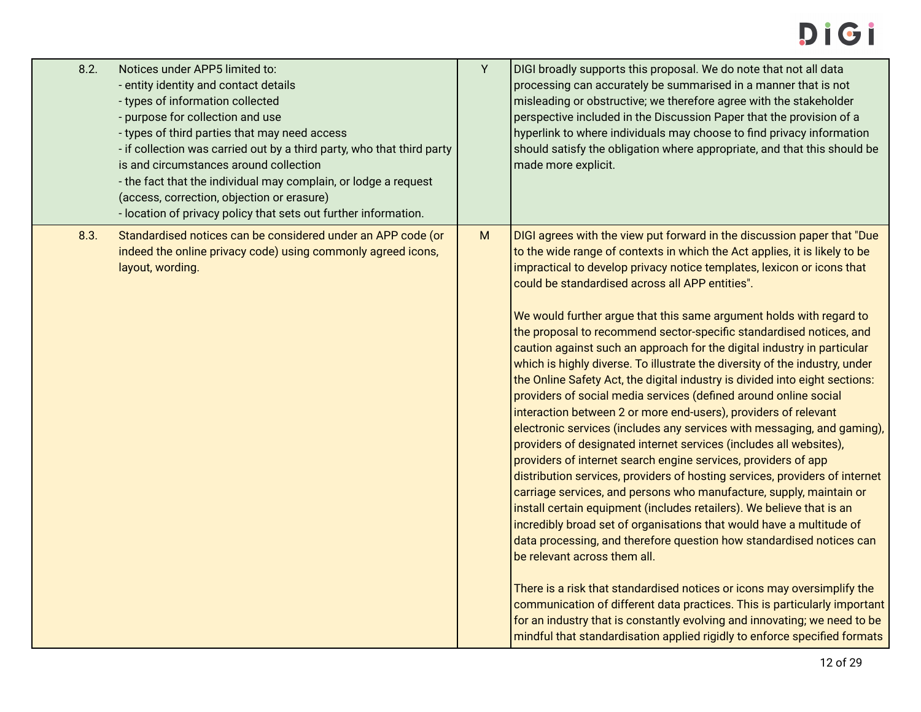| | | | |
|---|---|---|---|
| 8.2. | Notices under APP5 limited to:<br>- entity identity and contact details<br>- types of information collected<br>- purpose for collection and use<br>- types of third parties that may need access<br>- if collection was carried out by a third party, who that third party is and circumstances around collection<br>- the fact that the individual may complain, or lodge a request (access, correction, objection or erasure)<br>- location of privacy policy that sets out further information. | Y | DIGI broadly supports this proposal. We do note that not all data processing can accurately be summarised in a manner that is not misleading or obstructive; we therefore agree with the stakeholder perspective included in the Discussion Paper that the provision of a hyperlink to where individuals may choose to find privacy information should satisfy the obligation where appropriate, and that this should be made more explicit. |
| 8.3. | Standardised notices can be considered under an APP code (or indeed the online privacy code) using commonly agreed icons, layout, wording. | M | DIGI agrees with the view put forward in the discussion paper that "Due to the wide range of contexts in which the Act applies, it is likely to be impractical to develop privacy notice templates, lexicon or icons that could be standardised across all APP entities".<br><br>We would further argue that this same argument holds with regard to the proposal to recommend sector-specific standardised notices, and caution against such an approach for the digital industry in particular which is highly diverse. To illustrate the diversity of the industry, under the Online Safety Act, the digital industry is divided into eight sections: providers of social media services (defined around online social interaction between 2 or more end-users), providers of relevant electronic services (includes any services with messaging, and gaming), providers of designated internet services (includes all websites), providers of internet search engine services, providers of app distribution services, providers of hosting services, providers of internet carriage services, and persons who manufacture, supply, maintain or install certain equipment (includes retailers). We believe that is an incredibly broad set of organisations that would have a multitude of data processing, and therefore question how standardised notices can be relevant across them all.<br><br>There is a risk that standardised notices or icons may oversimplify the communication of different data practices. This is particularly important for an industry that is constantly evolving and innovating; we need to be mindful that standardisation applied rigidly to enforce specified formats |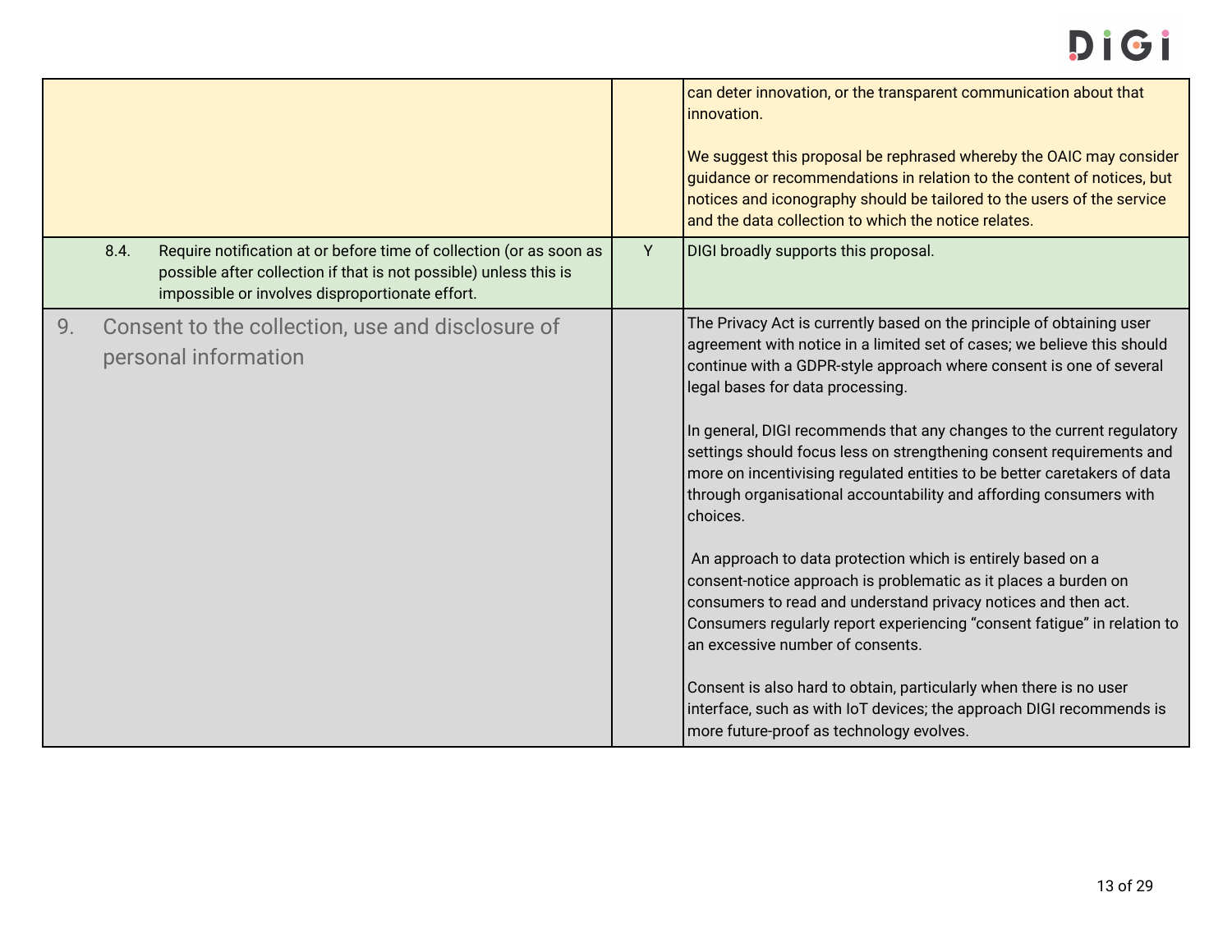| | | |
|---|---|---|
| | | can deter innovation, or the transparent communication about that innovation.<br><br>We suggest this proposal be rephrased whereby the OAIC may consider guidance or recommendations in relation to the content of notices, but notices and iconography should be tailored to the users of the service and the data collection to which the notice relates. |
| 8.4. Require notification at or before time of collection (or as soon as possible after collection if that is not possible) unless this is impossible or involves disproportionate effort. | Y | DIGI broadly supports this proposal. |
| 9. Consent to the collection, use and disclosure of personal information | | The Privacy Act is currently based on the principle of obtaining user agreement with notice in a limited set of cases; we believe this should continue with a GDPR-style approach where consent is one of several legal bases for data processing.<br><br>In general, DIGI recommends that any changes to the current regulatory settings should focus less on strengthening consent requirements and more on incentivising regulated entities to be better caretakers of data through organisational accountability and affording consumers with choices.<br><br>An approach to data protection which is entirely based on a consent-notice approach is problematic as it places a burden on consumers to read and understand privacy notices and then act. Consumers regularly report experiencing "consent fatigue" in relation to an excessive number of consents.<br><br>Consent is also hard to obtain, particularly when there is no user interface, such as with IoT devices; the approach DIGI recommends is more future-proof as technology evolves. |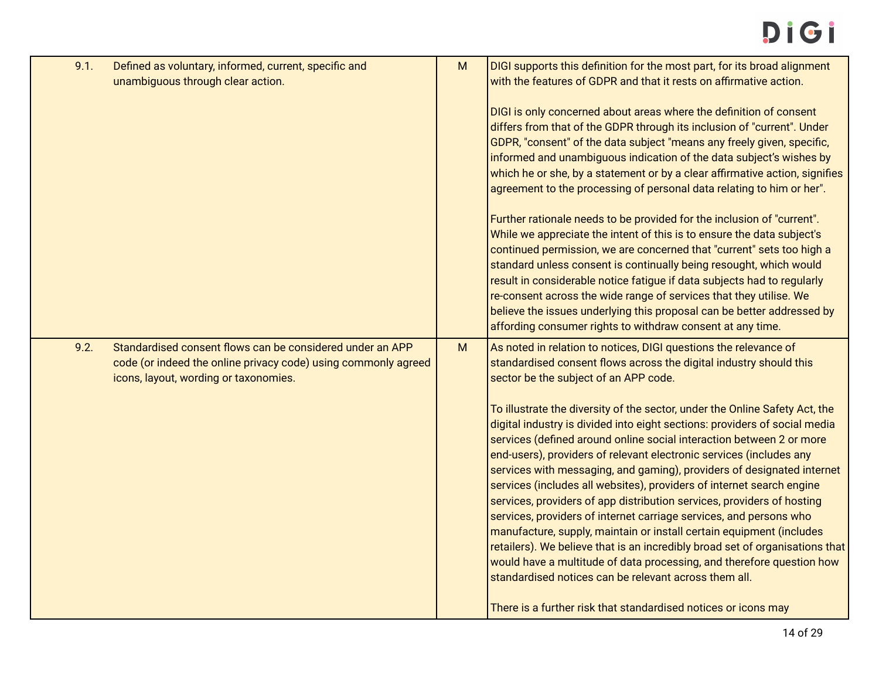| | | | |
|---|---|---|---|
| 9.1. | Defined as voluntary, informed, current, specific and unambiguous through clear action. | M | DIGI supports this definition for the most part, for its broad alignment with the features of GDPR and that it rests on affirmative action.<br><br>DIGI is only concerned about areas where the definition of consent differs from that of the GDPR through its inclusion of "current". Under GDPR, "consent" of the data subject "means any freely given, specific, informed and unambiguous indication of the data subject's wishes by which he or she, by a statement or by a clear affirmative action, signifies agreement to the processing of personal data relating to him or her".<br><br>Further rationale needs to be provided for the inclusion of "current". While we appreciate the intent of this is to ensure the data subject's continued permission, we are concerned that "current" sets too high a standard unless consent is continually being resought, which would result in considerable notice fatigue if data subjects had to regularly re-consent across the wide range of services that they utilise. We believe the issues underlying this proposal can be better addressed by affording consumer rights to withdraw consent at any time. |
| 9.2. | Standardised consent flows can be considered under an APP code (or indeed the online privacy code) using commonly agreed icons, layout, wording or taxonomies. | M | As noted in relation to notices, DIGI questions the relevance of standardised consent flows across the digital industry should this sector be the subject of an APP code.<br><br>To illustrate the diversity of the sector, under the Online Safety Act, the digital industry is divided into eight sections: providers of social media services (defined around online social interaction between 2 or more end-users), providers of relevant electronic services (includes any services with messaging, and gaming), providers of designated internet services (includes all websites), providers of internet search engine services, providers of app distribution services, providers of hosting services, providers of internet carriage services, and persons who manufacture, supply, maintain or install certain equipment (includes retailers). We believe that is an incredibly broad set of organisations that would have a multitude of data processing, and therefore question how standardised notices can be relevant across them all.<br><br>There is a further risk that standardised notices or icons may |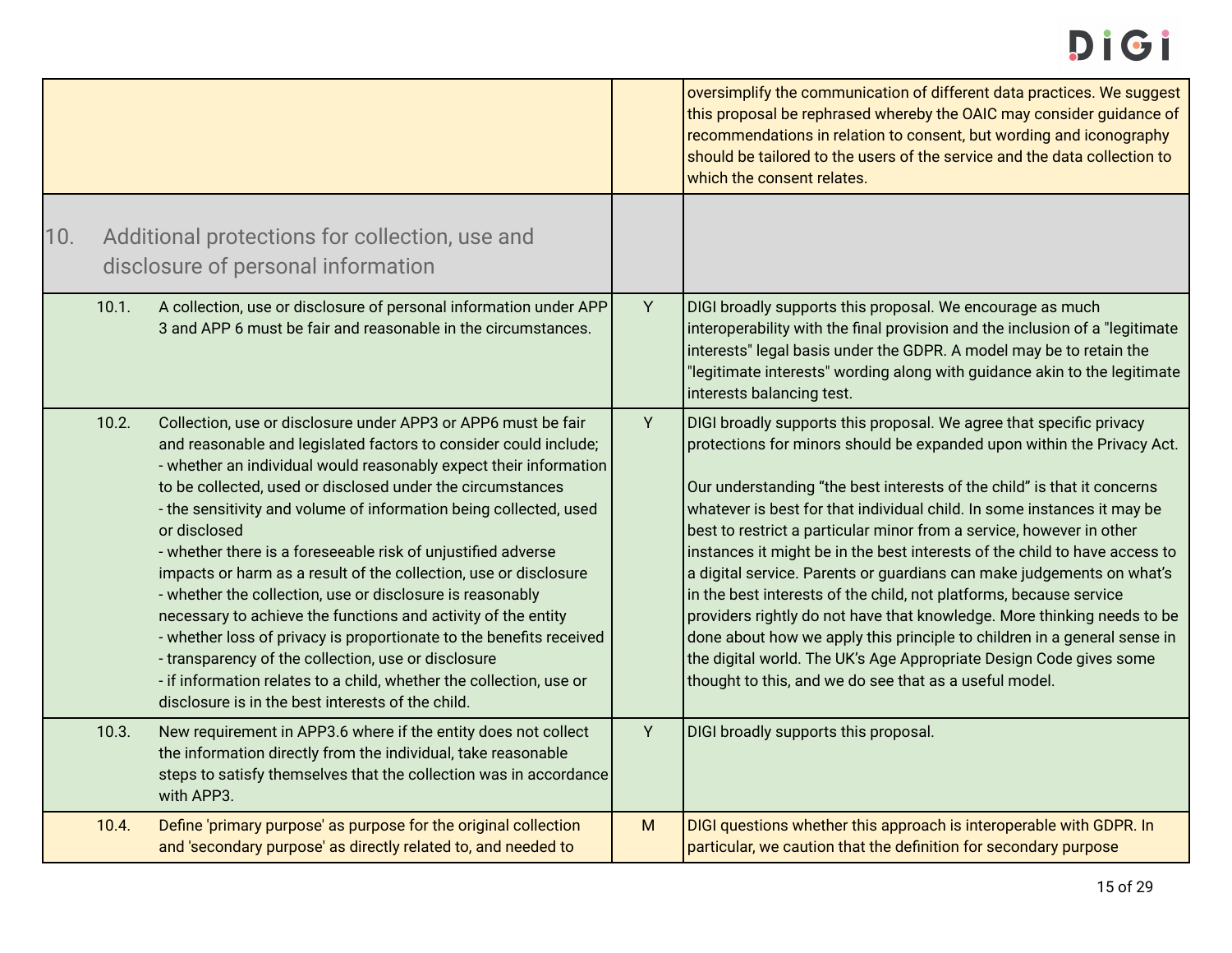| | | |
|---|---|---|
| | | oversimplify the communication of different data practices. We suggest this proposal be rephrased whereby the OAIC may consider guidance of recommendations in relation to consent, but wording and iconography should be tailored to the users of the service and the data collection to which the consent relates. |
| **10. Additional protections for collection, use and disclosure of personal information** | | |
| 10.1. A collection, use or disclosure of personal information under APP 3 and APP 6 must be fair and reasonable in the circumstances. | Y | DIGI broadly supports this proposal. We encourage as much interoperability with the final provision and the inclusion of a "legitimate interests" legal basis under the GDPR. A model may be to retain the "legitimate interests" wording along with guidance akin to the legitimate interests balancing test. |
| 10.2. Collection, use or disclosure under APP3 or APP6 must be fair and reasonable and legislated factors to consider could include;<br>- whether an individual would reasonably expect their information to be collected, used or disclosed under the circumstances<br>- the sensitivity and volume of information being collected, used or disclosed<br>- whether there is a foreseeable risk of unjustified adverse impacts or harm as a result of the collection, use or disclosure<br>- whether the collection, use or disclosure is reasonably necessary to achieve the functions and activity of the entity<br>- whether loss of privacy is proportionate to the benefits received<br>- transparency of the collection, use or disclosure<br>- if information relates to a child, whether the collection, use or disclosure is in the best interests of the child. | Y | DIGI broadly supports this proposal. We agree that specific privacy protections for minors should be expanded upon within the Privacy Act.<br><br>Our understanding "the best interests of the child" is that it concerns whatever is best for that individual child. In some instances it may be best to restrict a particular minor from a service, however in other instances it might be in the best interests of the child to have access to a digital service. Parents or guardians can make judgements on what's in the best interests of the child, not platforms, because service providers rightly do not have that knowledge. More thinking needs to be done about how we apply this principle to children in a general sense in the digital world. The UK's Age Appropriate Design Code gives some thought to this, and we do see that as a useful model. |
| 10.3. New requirement in APP3.6 where if the entity does not collect the information directly from the individual, take reasonable steps to satisfy themselves that the collection was in accordance with APP3. | Y | DIGI broadly supports this proposal. |
| 10.4. Define 'primary purpose' as purpose for the original collection and 'secondary purpose' as directly related to, and needed to | M | DIGI questions whether this approach is interoperable with GDPR. In particular, we caution that the definition for secondary purpose |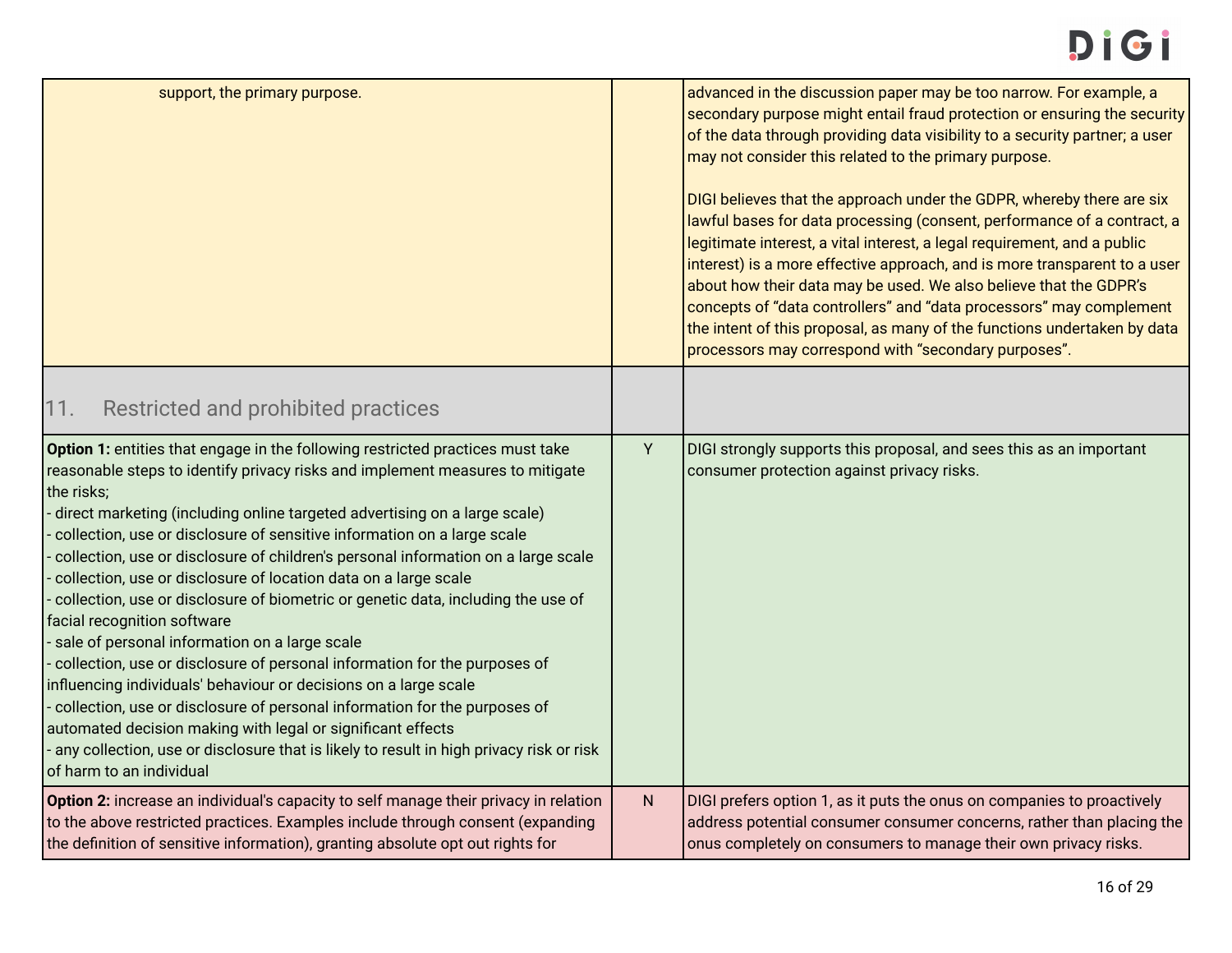| | | |
|---|---|---|
| support, the primary purpose. | | advanced in the discussion paper may be too narrow. For example, a secondary purpose might entail fraud protection or ensuring the security of the data through providing data visibility to a security partner; a user may not consider this related to the primary purpose.<br><br>DIGI believes that the approach under the GDPR, whereby there are six lawful bases for data processing (consent, performance of a contract, a legitimate interest, a vital interest, a legal requirement, and a public interest) is a more effective approach, and is more transparent to a user about how their data may be used. We also believe that the GDPR's concepts of "data controllers" and "data processors" may complement the intent of this proposal, as many of the functions undertaken by data processors may correspond with "secondary purposes". |
| **11. Restricted and prohibited practices** | | |
| **Option 1:** entities that engage in the following restricted practices must take reasonable steps to identify privacy risks and implement measures to mitigate the risks;<br>- direct marketing (including online targeted advertising on a large scale)<br>- collection, use or disclosure of sensitive information on a large scale<br>- collection, use or disclosure of children's personal information on a large scale<br>- collection, use or disclosure of location data on a large scale<br>- collection, use or disclosure of biometric or genetic data, including the use of facial recognition software<br>- sale of personal information on a large scale<br>- collection, use or disclosure of personal information for the purposes of influencing individuals' behaviour or decisions on a large scale<br>- collection, use or disclosure of personal information for the purposes of automated decision making with legal or significant effects<br>- any collection, use or disclosure that is likely to result in high privacy risk or risk of harm to an individual | Y | DIGI strongly supports this proposal, and sees this as an important consumer protection against privacy risks. |
| **Option 2:** increase an individual's capacity to self manage their privacy in relation to the above restricted practices. Examples include through consent (expanding the definition of sensitive information), granting absolute opt out rights for | N | DIGI prefers option 1, as it puts the onus on companies to proactively address potential consumer consumer concerns, rather than placing the onus completely on consumers to manage their own privacy risks. |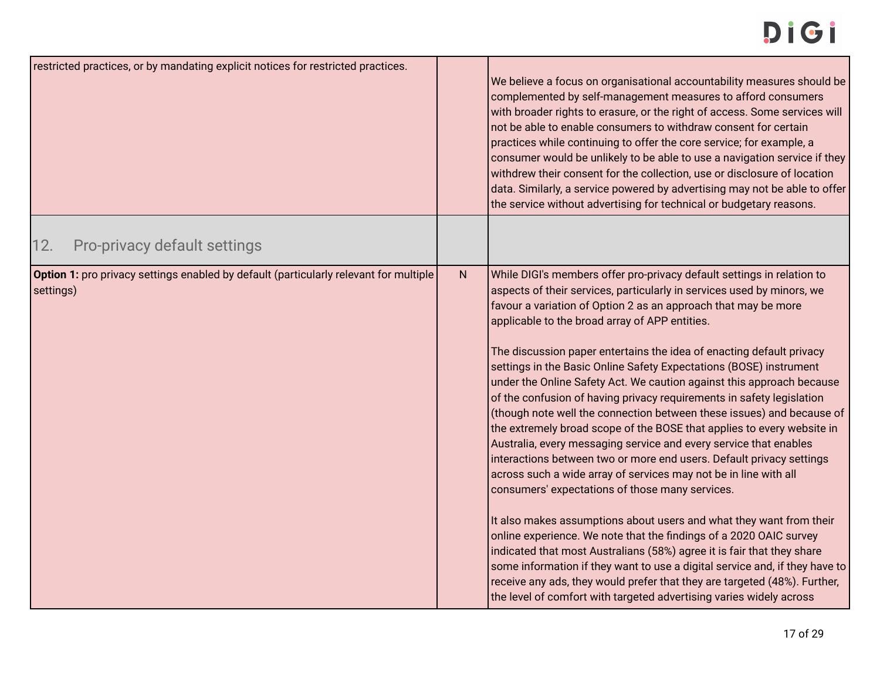| | | |
|---|---|---|
| restricted practices, or by mandating explicit notices for restricted practices. | | We believe a focus on organisational accountability measures should be complemented by self-management measures to afford consumers with broader rights to erasure, or the right of access. Some services will not be able to enable consumers to withdraw consent for certain practices while continuing to offer the core service; for example, a consumer would be unlikely to be able to use a navigation service if they withdrew their consent for the collection, use or disclosure of location data. Similarly, a service powered by advertising may not be able to offer the service without advertising for technical or budgetary reasons. |
| 12. Pro-privacy default settings | | |
| **Option 1:** pro privacy settings enabled by default (particularly relevant for multiple settings) | N | While DIGI's members offer pro-privacy default settings in relation to aspects of their services, particularly in services used by minors, we favour a variation of Option 2 as an approach that may be more applicable to the broad array of APP entities.<br><br>The discussion paper entertains the idea of enacting default privacy settings in the Basic Online Safety Expectations (BOSE) instrument under the Online Safety Act. We caution against this approach because of the confusion of having privacy requirements in safety legislation (though note well the connection between these issues) and because of the extremely broad scope of the BOSE that applies to every website in Australia, every messaging service and every service that enables interactions between two or more end users. Default privacy settings across such a wide array of services may not be in line with all consumers' expectations of those many services.<br><br>It also makes assumptions about users and what they want from their online experience. We note that the findings of a 2020 OAIC survey indicated that most Australians (58%) agree it is fair that they share some information if they want to use a digital service and, if they have to receive any ads, they would prefer that they are targeted (48%). Further, the level of comfort with targeted advertising varies widely across |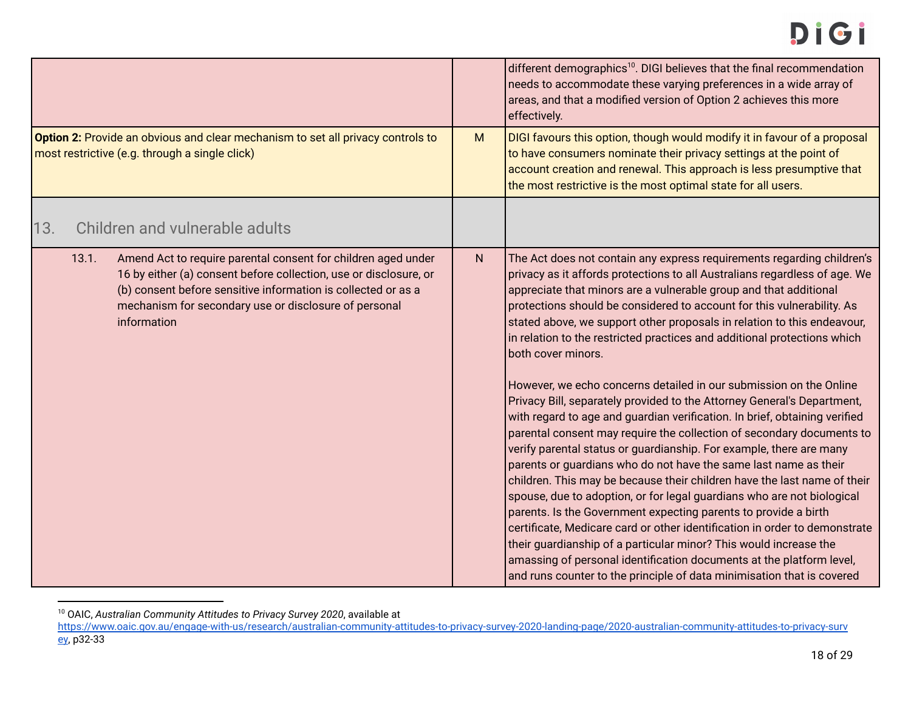| | | |
|---|---|---|
| | | different demographics[10]. DIGI believes that the final recommendation needs to accommodate these varying preferences in a wide array of areas, and that a modified version of Option 2 achieves this more effectively. |
| **Option 2:** Provide an obvious and clear mechanism to set all privacy controls to most restrictive (e.g. through a single click) | M | DIGI favours this option, though would modify it in favour of a proposal to have consumers nominate their privacy settings at the point of account creation and renewal. This approach is less presumptive that the most restrictive is the most optimal state for all users. |
| 13. Children and vulnerable adults | | |
| 13.1. Amend Act to require parental consent for children aged under 16 by either (a) consent before collection, use or disclosure, or (b) consent before sensitive information is collected or as a mechanism for secondary use or disclosure of personal information | N | The Act does not contain any express requirements regarding children's privacy as it affords protections to all Australians regardless of age. We appreciate that minors are a vulnerable group and that additional protections should be considered to account for this vulnerability. As stated above, we support other proposals in relation to this endeavour, in relation to the restricted practices and additional protections which both cover minors.<br><br>However, we echo concerns detailed in our submission on the Online Privacy Bill, separately provided to the Attorney General's Department, with regard to age and guardian verification. In brief, obtaining verified parental consent may require the collection of secondary documents to verify parental status or guardianship. For example, there are many parents or guardians who do not have the same last name as their children. This may be because their children have the last name of their spouse, due to adoption, or for legal guardians who are not biological parents. Is the Government expecting parents to provide a birth certificate, Medicare card or other identification in order to demonstrate their guardianship of a particular minor? This would increase the amassing of personal identification documents at the platform level, and runs counter to the principle of data minimisation that is covered |

[10] OAIC, *Australian Community Attitudes to Privacy Survey 2020*, available at https://www.oaic.gov.au/engage-with-us/research/australian-community-attitudes-to-privacy-survey-2020-landing-page/2020-australian-community-attitudes-to-privacy-survey, p32-33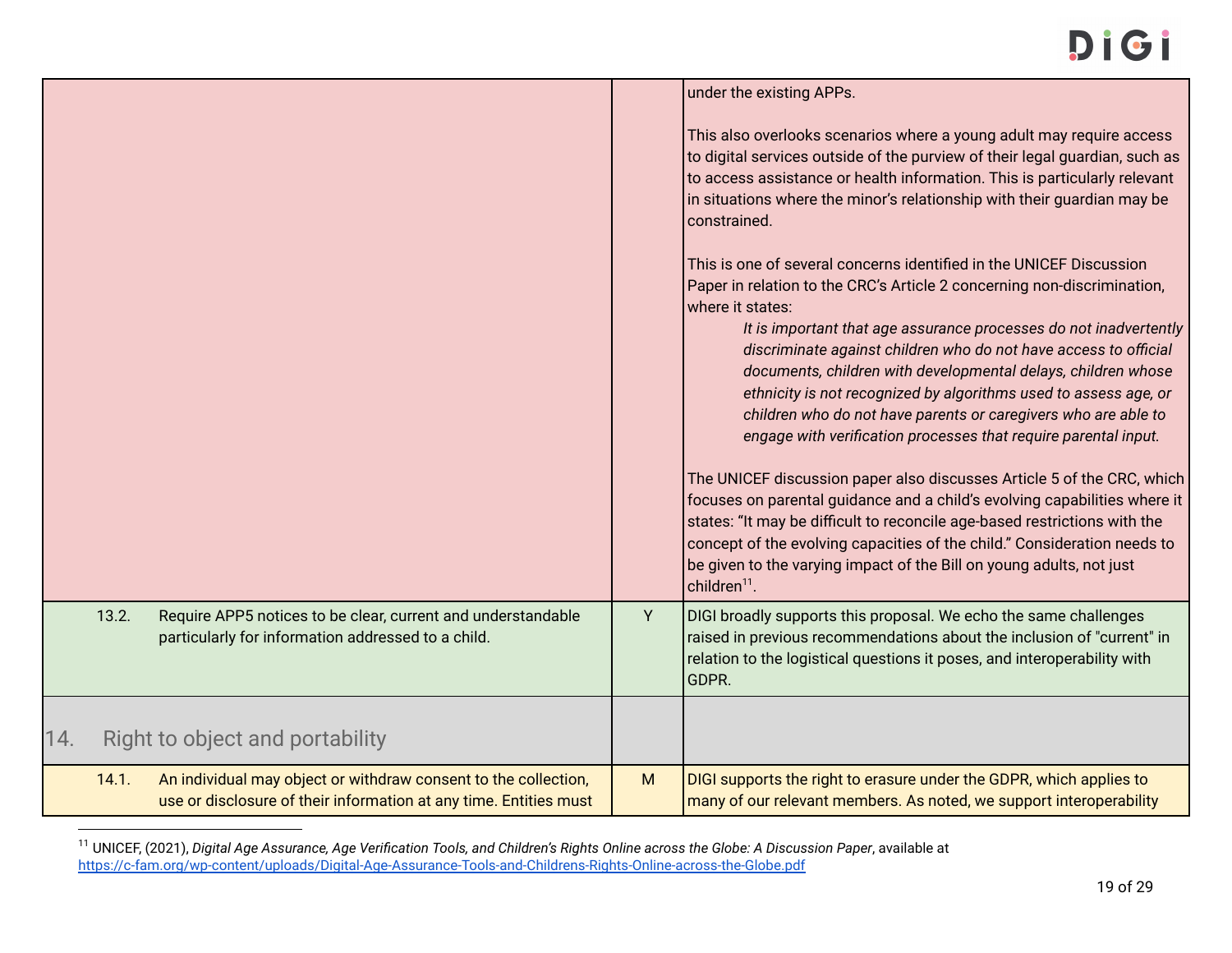| | | |
|---|---|---|
| | | under the existing APPs.<br><br>This also overlooks scenarios where a young adult may require access to digital services outside of the purview of their legal guardian, such as to access assistance or health information. This is particularly relevant in situations where the minor's relationship with their guardian may be constrained.<br><br>This is one of several concerns identified in the UNICEF Discussion Paper in relation to the CRC's Article 2 concerning non-discrimination, where it states:<br>*It is important that age assurance processes do not inadvertently discriminate against children who do not have access to official documents, children with developmental delays, children whose ethnicity is not recognized by algorithms used to assess age, or children who do not have parents or caregivers who are able to engage with verification processes that require parental input.*<br><br>The UNICEF discussion paper also discusses Article 5 of the CRC, which focuses on parental guidance and a child's evolving capabilities where it states: "It may be difficult to reconcile age-based restrictions with the concept of the evolving capacities of the child." Consideration needs to be given to the varying impact of the Bill on young adults, not just children[11]. |
| 13.2. Require APP5 notices to be clear, current and understandable particularly for information addressed to a child. | Y | DIGI broadly supports this proposal. We echo the same challenges raised in previous recommendations about the inclusion of "current" in relation to the logistical questions it poses, and interoperability with GDPR. |
| **14. Right to object and portability** | | |
| 14.1. An individual may object or withdraw consent to the collection, use or disclosure of their information at any time. Entities must | M | DIGI supports the right to erasure under the GDPR, which applies to many of our relevant members. As noted, we support interoperability |

[11] UNICEF, (2021), *Digital Age Assurance, Age Verification Tools, and Children's Rights Online across the Globe: A Discussion Paper*, available at https://c-fam.org/wp-content/uploads/Digital-Age-Assurance-Tools-and-Childrens-Rights-Online-across-the-Globe.pdf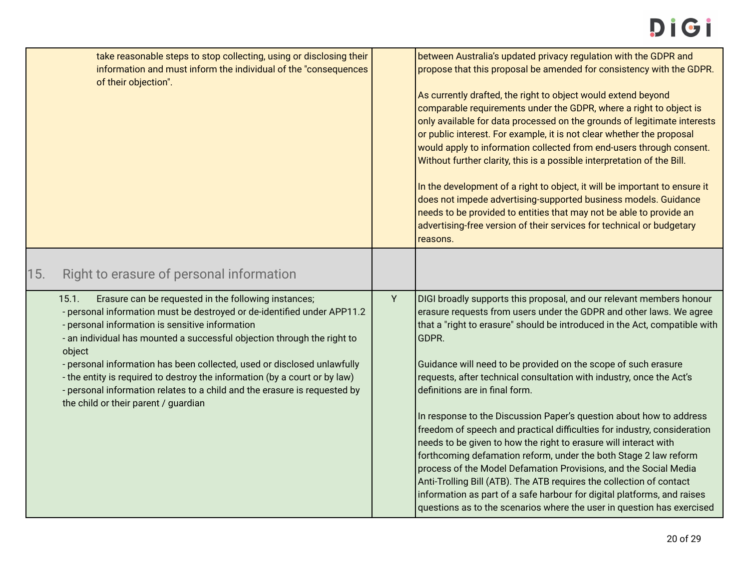| | | |
|---|---|---|
| take reasonable steps to stop collecting, using or disclosing their information and must inform the individual of the "consequences of their objection". | | between Australia's updated privacy regulation with the GDPR and propose that this proposal be amended for consistency with the GDPR.<br><br>As currently drafted, the right to object would extend beyond comparable requirements under the GDPR, where a right to object is only available for data processed on the grounds of legitimate interests or public interest. For example, it is not clear whether the proposal would apply to information collected from end-users through consent. Without further clarity, this is a possible interpretation of the Bill.<br><br>In the development of a right to object, it will be important to ensure it does not impede advertising-supported business models. Guidance needs to be provided to entities that may not be able to provide an advertising-free version of their services for technical or budgetary reasons. |
| **15. Right to erasure of personal information** | | |
| 15.1. Erasure can be requested in the following instances;<br>- personal information must be destroyed or de-identified under APP11.2<br>- personal information is sensitive information<br>- an individual has mounted a successful objection through the right to object<br>- personal information has been collected, used or disclosed unlawfully<br>- the entity is required to destroy the information (by a court or by law)<br>- personal information relates to a child and the erasure is requested by the child or their parent / guardian | Y | DIGI broadly supports this proposal, and our relevant members honour erasure requests from users under the GDPR and other laws. We agree that a "right to erasure" should be introduced in the Act, compatible with GDPR.<br><br>Guidance will need to be provided on the scope of such erasure requests, after technical consultation with industry, once the Act's definitions are in final form.<br><br>In response to the Discussion Paper's question about how to address freedom of speech and practical difficulties for industry, consideration needs to be given to how the right to erasure will interact with forthcoming defamation reform, under the both Stage 2 law reform process of the Model Defamation Provisions, and the Social Media Anti-Trolling Bill (ATB). The ATB requires the collection of contact information as part of a safe harbour for digital platforms, and raises questions as to the scenarios where the user in question has exercised |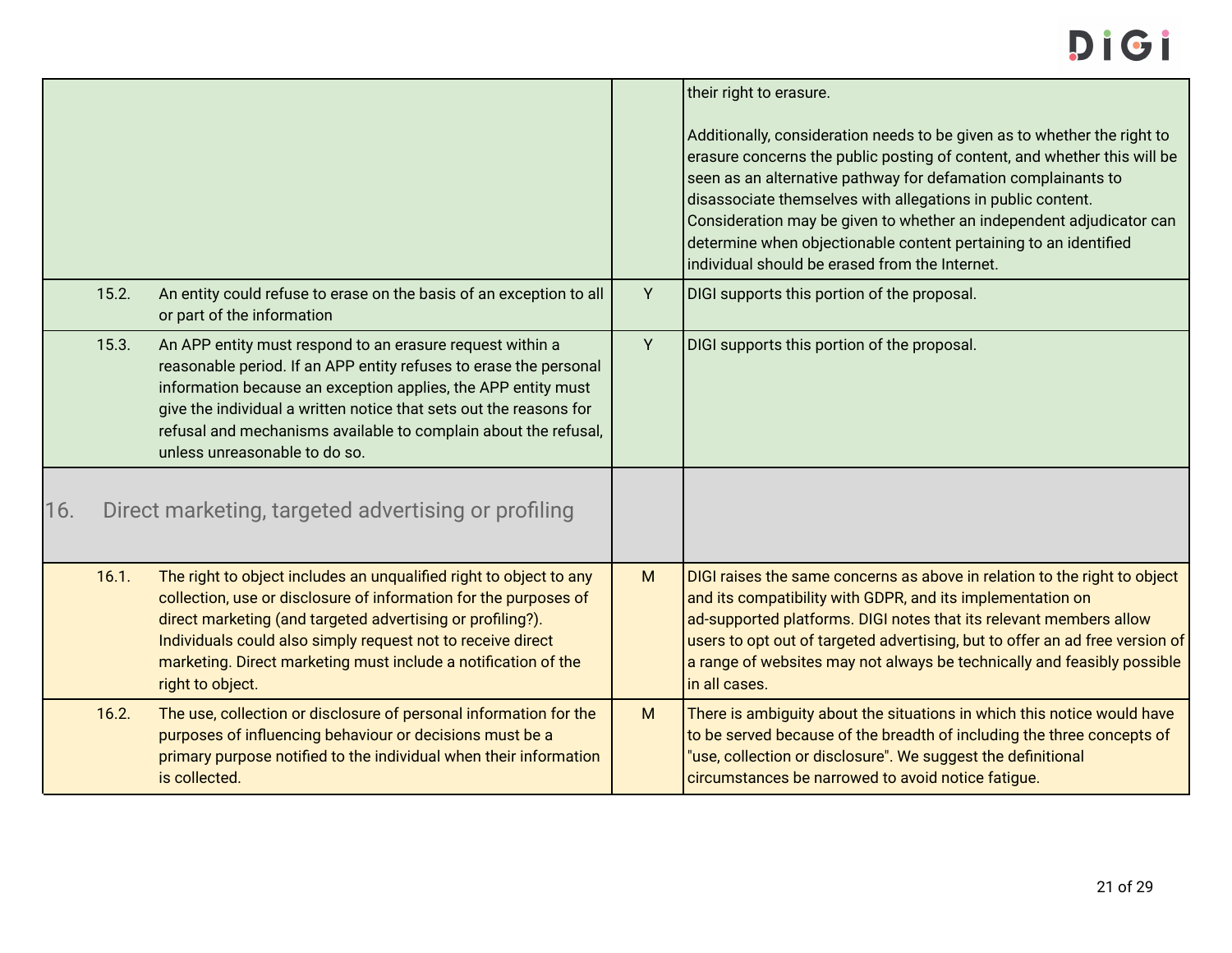| | | | |
|---|---|---|---|
| | | | their right to erasure.<br><br>Additionally, consideration needs to be given as to whether the right to erasure concerns the public posting of content, and whether this will be seen as an alternative pathway for defamation complainants to disassociate themselves with allegations in public content. Consideration may be given to whether an independent adjudicator can determine when objectionable content pertaining to an identified individual should be erased from the Internet. |
| 15.2. | An entity could refuse to erase on the basis of an exception to all or part of the information | Y | DIGI supports this portion of the proposal. |
| 15.3. | An APP entity must respond to an erasure request within a reasonable period. If an APP entity refuses to erase the personal information because an exception applies, the APP entity must give the individual a written notice that sets out the reasons for refusal and mechanisms available to complain about the refusal, unless unreasonable to do so. | Y | DIGI supports this portion of the proposal. |
| 16. | Direct marketing, targeted advertising or profiling | | |
| 16.1. | The right to object includes an unqualified right to object to any collection, use or disclosure of information for the purposes of direct marketing (and targeted advertising or profiling?). Individuals could also simply request not to receive direct marketing. Direct marketing must include a notification of the right to object. | M | DIGI raises the same concerns as above in relation to the right to object and its compatibility with GDPR, and its implementation on ad-supported platforms. DIGI notes that its relevant members allow users to opt out of targeted advertising, but to offer an ad free version of a range of websites may not always be technically and feasibly possible in all cases. |
| 16.2. | The use, collection or disclosure of personal information for the purposes of influencing behaviour or decisions must be a primary purpose notified to the individual when their information is collected. | M | There is ambiguity about the situations in which this notice would have to be served because of the breadth of including the three concepts of "use, collection or disclosure". We suggest the definitional circumstances be narrowed to avoid notice fatigue. |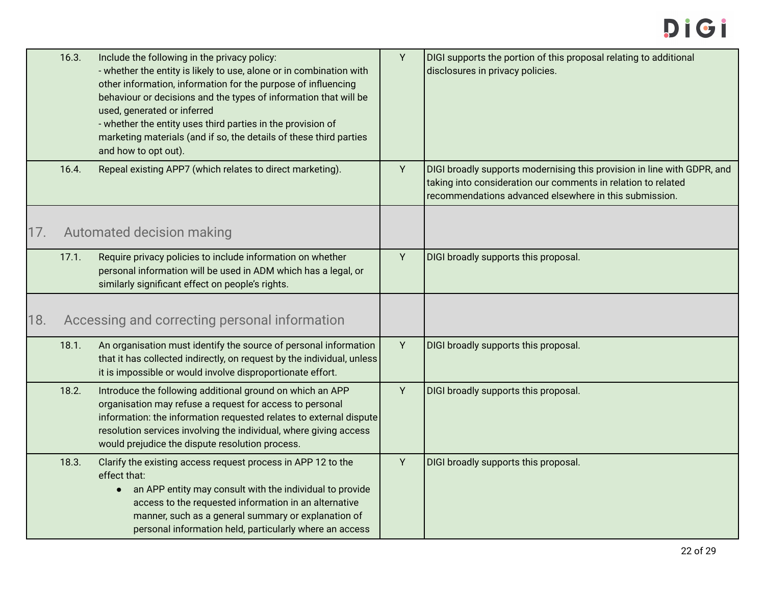| | | | |
|---|---|---|---|
| 16.3. | Include the following in the privacy policy:<br>- whether the entity is likely to use, alone or in combination with other information, information for the purpose of influencing behaviour or decisions and the types of information that will be used, generated or inferred<br>- whether the entity uses third parties in the provision of marketing materials (and if so, the details of these third parties and how to opt out). | Y | DIGI supports the portion of this proposal relating to additional disclosures in privacy policies. |
| 16.4. | Repeal existing APP7 (which relates to direct marketing). | Y | DIGI broadly supports modernising this provision in line with GDPR, and taking into consideration our comments in relation to related recommendations advanced elsewhere in this submission. |
| **17.** | **Automated decision making** | | |
| 17.1. | Require privacy policies to include information on whether personal information will be used in ADM which has a legal, or similarly significant effect on people's rights. | Y | DIGI broadly supports this proposal. |
| **18.** | **Accessing and correcting personal information** | | |
| 18.1. | An organisation must identify the source of personal information that it has collected indirectly, on request by the individual, unless it is impossible or would involve disproportionate effort. | Y | DIGI broadly supports this proposal. |
| 18.2. | Introduce the following additional ground on which an APP organisation may refuse a request for access to personal information: the information requested relates to external dispute resolution services involving the individual, where giving access would prejudice the dispute resolution process. | Y | DIGI broadly supports this proposal. |
| 18.3. | Clarify the existing access request process in APP 12 to the effect that:<br>• an APP entity may consult with the individual to provide access to the requested information in an alternative manner, such as a general summary or explanation of personal information held, particularly where an access | Y | DIGI broadly supports this proposal. |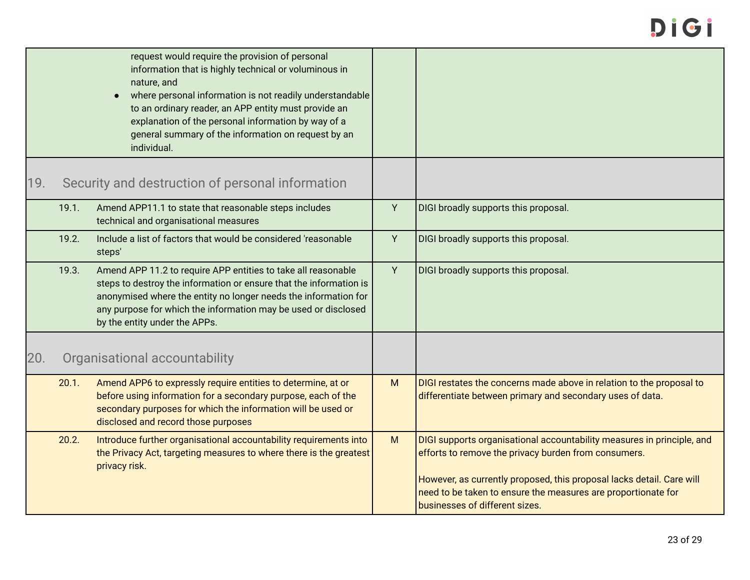| | | | |
|---|---|---|---|
| | request would require the provision of personal information that is highly technical or voluminous in nature, and<br>• where personal information is not readily understandable to an ordinary reader, an APP entity must provide an explanation of the personal information by way of a general summary of the information on request by an individual. | | |
| **19.** | **Security and destruction of personal information** | | |
| 19.1. | Amend APP11.1 to state that reasonable steps includes technical and organisational measures | Y | DIGI broadly supports this proposal. |
| 19.2. | Include a list of factors that would be considered 'reasonable steps' | Y | DIGI broadly supports this proposal. |
| 19.3. | Amend APP 11.2 to require APP entities to take all reasonable steps to destroy the information or ensure that the information is anonymised where the entity no longer needs the information for any purpose for which the information may be used or disclosed by the entity under the APPs. | Y | DIGI broadly supports this proposal. |
| **20.** | **Organisational accountability** | | |
| 20.1. | Amend APP6 to expressly require entities to determine, at or before using information for a secondary purpose, each of the secondary purposes for which the information will be used or disclosed and record those purposes | M | DIGI restates the concerns made above in relation to the proposal to differentiate between primary and secondary uses of data. |
| 20.2. | Introduce further organisational accountability requirements into the Privacy Act, targeting measures to where there is the greatest privacy risk. | M | DIGI supports organisational accountability measures in principle, and efforts to remove the privacy burden from consumers.<br><br>However, as currently proposed, this proposal lacks detail. Care will need to be taken to ensure the measures are proportionate for businesses of different sizes. |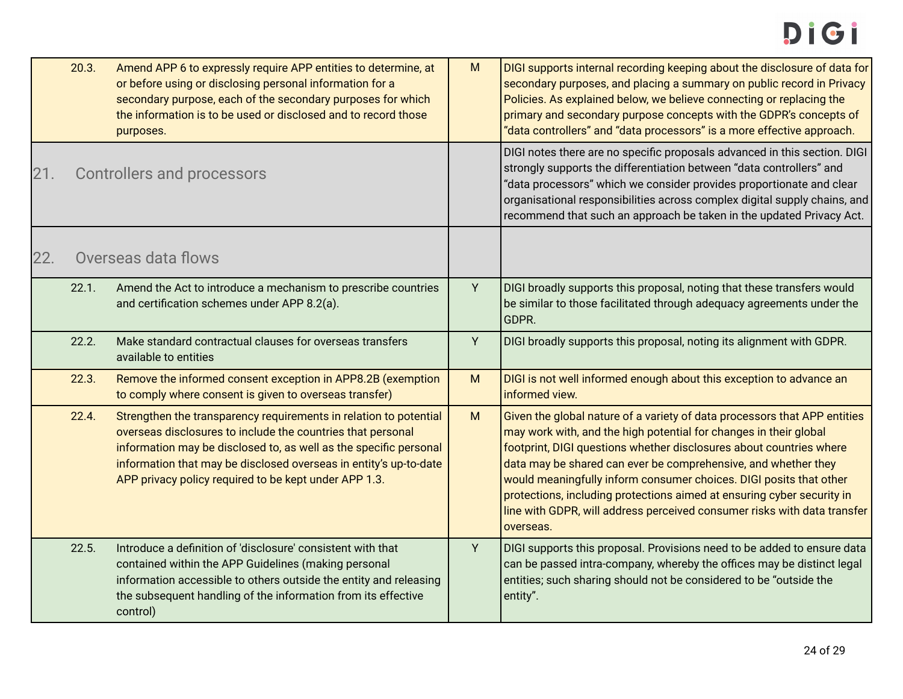| | | | |
|---|---|---|---|
| 20.3. | Amend APP 6 to expressly require APP entities to determine, at or before using or disclosing personal information for a secondary purpose, each of the secondary purposes for which the information is to be used or disclosed and to record those purposes. | M | DIGI supports internal recording keeping about the disclosure of data for secondary purposes, and placing a summary on public record in Privacy Policies. As explained below, we believe connecting or replacing the primary and secondary purpose concepts with the GDPR's concepts of "data controllers" and "data processors" is a more effective approach. |
| 21. | Controllers and processors | | DIGI notes there are no specific proposals advanced in this section. DIGI strongly supports the differentiation between "data controllers" and "data processors" which we consider provides proportionate and clear organisational responsibilities across complex digital supply chains, and recommend that such an approach be taken in the updated Privacy Act. |
| 22. | Overseas data flows | | |
| 22.1. | Amend the Act to introduce a mechanism to prescribe countries and certification schemes under APP 8.2(a). | Y | DIGI broadly supports this proposal, noting that these transfers would be similar to those facilitated through adequacy agreements under the GDPR. |
| 22.2. | Make standard contractual clauses for overseas transfers available to entities | Y | DIGI broadly supports this proposal, noting its alignment with GDPR. |
| 22.3. | Remove the informed consent exception in APP8.2B (exemption to comply where consent is given to overseas transfer) | M | DIGI is not well informed enough about this exception to advance an informed view. |
| 22.4. | Strengthen the transparency requirements in relation to potential overseas disclosures to include the countries that personal information may be disclosed to, as well as the specific personal information that may be disclosed overseas in entity's up-to-date APP privacy policy required to be kept under APP 1.3. | M | Given the global nature of a variety of data processors that APP entities may work with, and the high potential for changes in their global footprint, DIGI questions whether disclosures about countries where data may be shared can ever be comprehensive, and whether they would meaningfully inform consumer choices. DIGI posits that other protections, including protections aimed at ensuring cyber security in line with GDPR, will address perceived consumer risks with data transfer overseas. |
| 22.5. | Introduce a definition of 'disclosure' consistent with that contained within the APP Guidelines (making personal information accessible to others outside the entity and releasing the subsequent handling of the information from its effective control) | Y | DIGI supports this proposal. Provisions need to be added to ensure data can be passed intra-company, whereby the offices may be distinct legal entities; such sharing should not be considered to be "outside the entity". |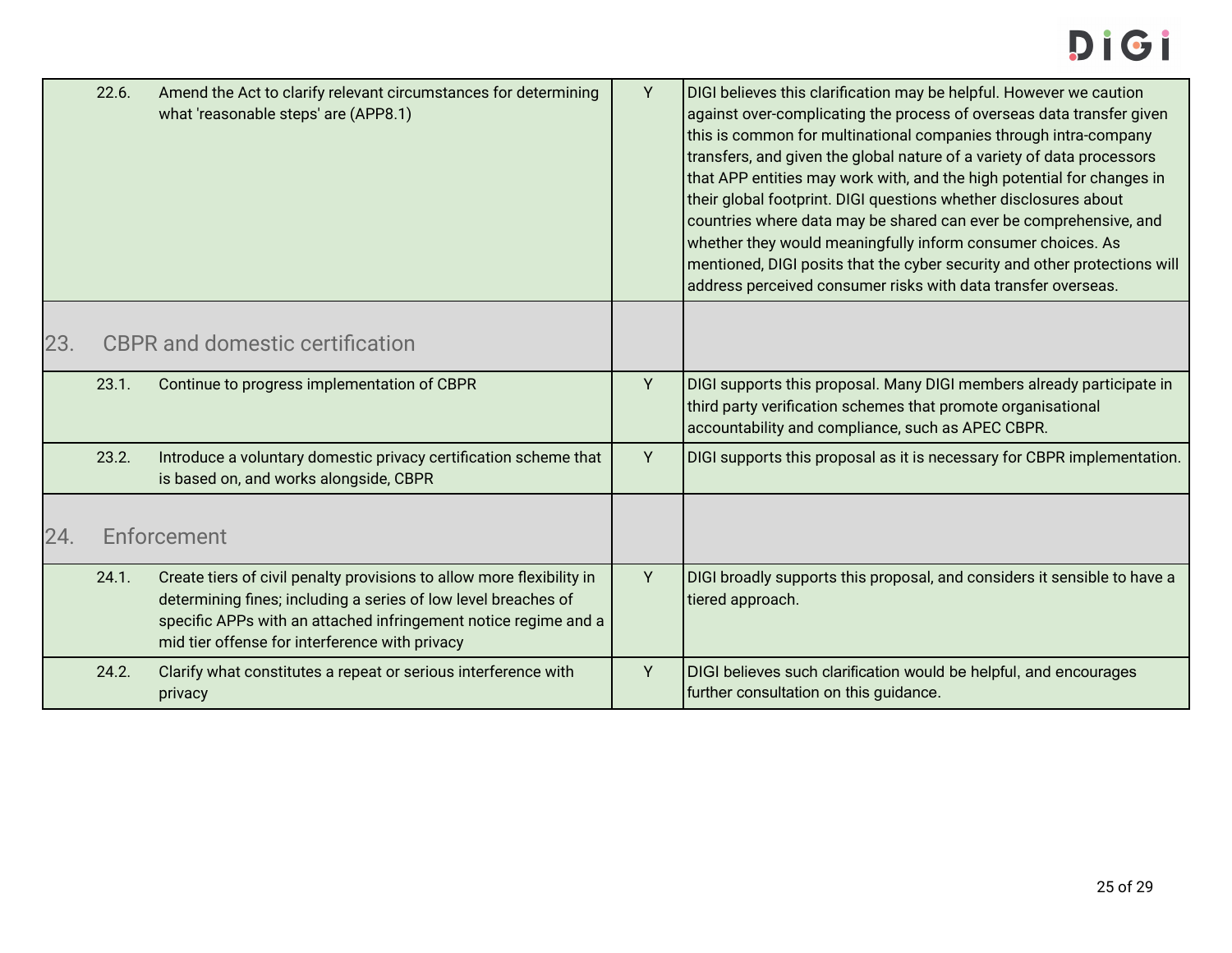| | | | |
|---|---|---|---|
| 22.6. | Amend the Act to clarify relevant circumstances for determining what 'reasonable steps' are (APP8.1) | Y | DIGI believes this clarification may be helpful. However we caution against over-complicating the process of overseas data transfer given this is common for multinational companies through intra-company transfers, and given the global nature of a variety of data processors that APP entities may work with, and the high potential for changes in their global footprint. DIGI questions whether disclosures about countries where data may be shared can ever be comprehensive, and whether they would meaningfully inform consumer choices. As mentioned, DIGI posits that the cyber security and other protections will address perceived consumer risks with data transfer overseas. |
| **23.** | **CBPR and domestic certification** | | |
| 23.1. | Continue to progress implementation of CBPR | Y | DIGI supports this proposal. Many DIGI members already participate in third party verification schemes that promote organisational accountability and compliance, such as APEC CBPR. |
| 23.2. | Introduce a voluntary domestic privacy certification scheme that is based on, and works alongside, CBPR | Y | DIGI supports this proposal as it is necessary for CBPR implementation. |
| **24.** | **Enforcement** | | |
| 24.1. | Create tiers of civil penalty provisions to allow more flexibility in determining fines; including a series of low level breaches of specific APPs with an attached infringement notice regime and a mid tier offense for interference with privacy | Y | DIGI broadly supports this proposal, and considers it sensible to have a tiered approach. |
| 24.2. | Clarify what constitutes a repeat or serious interference with privacy | Y | DIGI believes such clarification would be helpful, and encourages further consultation on this guidance. |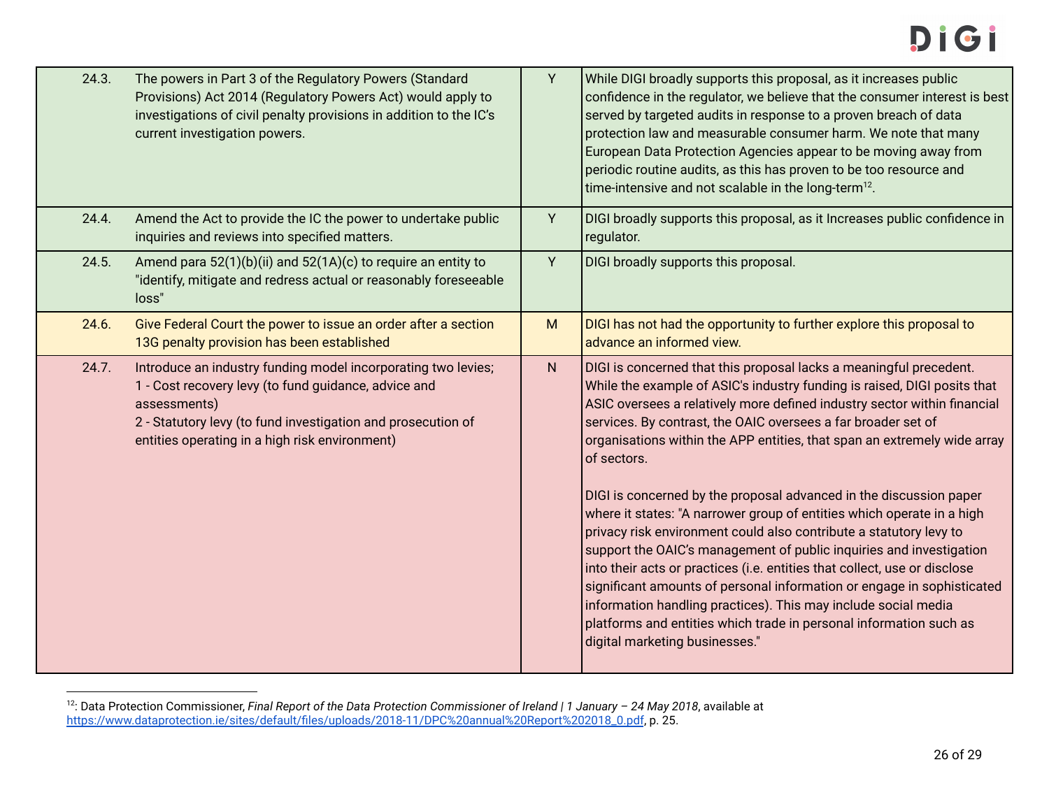| | | | |
|---|---|---|---|
| 24.3. | The powers in Part 3 of the Regulatory Powers (Standard Provisions) Act 2014 (Regulatory Powers Act) would apply to investigations of civil penalty provisions in addition to the IC's current investigation powers. | Y | While DIGI broadly supports this proposal, as it increases public confidence in the regulator, we believe that the consumer interest is best served by targeted audits in response to a proven breach of data protection law and measurable consumer harm. We note that many European Data Protection Agencies appear to be moving away from periodic routine audits, as this has proven to be too resource and time-intensive and not scalable in the long-term[12]. |
| 24.4. | Amend the Act to provide the IC the power to undertake public inquiries and reviews into specified matters. | Y | DIGI broadly supports this proposal, as it Increases public confidence in regulator. |
| 24.5. | Amend para 52(1)(b)(ii) and 52(1A)(c) to require an entity to "identify, mitigate and redress actual or reasonably foreseeable loss" | Y | DIGI broadly supports this proposal. |
| 24.6. | Give Federal Court the power to issue an order after a section 13G penalty provision has been established | M | DIGI has not had the opportunity to further explore this proposal to advance an informed view. |
| 24.7. | Introduce an industry funding model incorporating two levies;<br>1 - Cost recovery levy (to fund guidance, advice and assessments)<br>2 - Statutory levy (to fund investigation and prosecution of entities operating in a high risk environment) | N | DIGI is concerned that this proposal lacks a meaningful precedent. While the example of ASIC's industry funding is raised, DIGI posits that ASIC oversees a relatively more defined industry sector within financial services. By contrast, the OAIC oversees a far broader set of organisations within the APP entities, that span an extremely wide array of sectors.<br><br>DIGI is concerned by the proposal advanced in the discussion paper where it states: "A narrower group of entities which operate in a high privacy risk environment could also contribute a statutory levy to support the OAIC's management of public inquiries and investigation into their acts or practices (i.e. entities that collect, use or disclose significant amounts of personal information or engage in sophisticated information handling practices). This may include social media platforms and entities which trade in personal information such as digital marketing businesses." |

[12]: Data Protection Commissioner, *Final Report of the Data Protection Commissioner of Ireland | 1 January – 24 May 2018*, available at https://www.dataprotection.ie/sites/default/files/uploads/2018-11/DPC%20annual%20Report%202018_0.pdf, p. 25.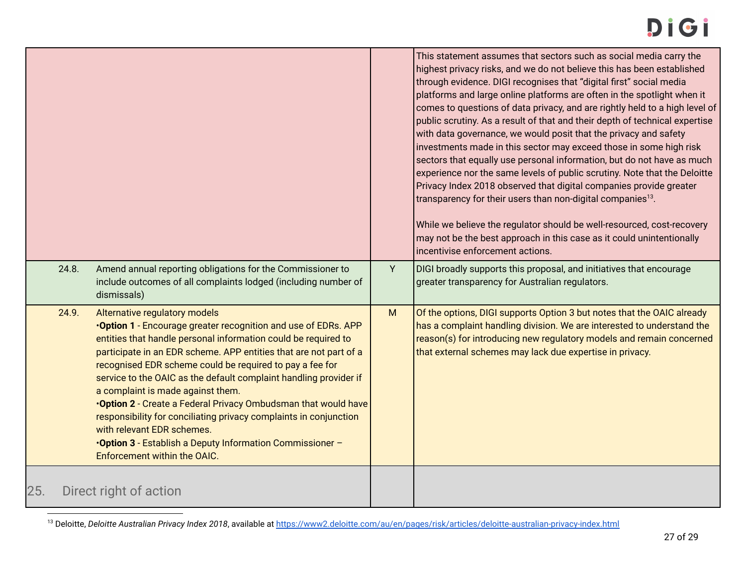| | | |
|---|---|---|
| | | This statement assumes that sectors such as social media carry the highest privacy risks, and we do not believe this has been established through evidence. DIGI recognises that "digital first" social media platforms and large online platforms are often in the spotlight when it comes to questions of data privacy, and are rightly held to a high level of public scrutiny. As a result of that and their depth of technical expertise with data governance, we would posit that the privacy and safety investments made in this sector may exceed those in some high risk sectors that equally use personal information, but do not have as much experience nor the same levels of public scrutiny. Note that the Deloitte Privacy Index 2018 observed that digital companies provide greater transparency for their users than non-digital companies[13].<br><br>While we believe the regulator should be well-resourced, cost-recovery may not be the best approach in this case as it could unintentionally incentivise enforcement actions. |
| 24.8. Amend annual reporting obligations for the Commissioner to include outcomes of all complaints lodged (including number of dismissals) | Y | DIGI broadly supports this proposal, and initiatives that encourage greater transparency for Australian regulators. |
| 24.9. Alternative regulatory models<br>•**Option 1** - Encourage greater recognition and use of EDRs. APP entities that handle personal information could be required to participate in an EDR scheme. APP entities that are not part of a recognised EDR scheme could be required to pay a fee for service to the OAIC as the default complaint handling provider if a complaint is made against them.<br>•**Option 2** - Create a Federal Privacy Ombudsman that would have responsibility for conciliating privacy complaints in conjunction with relevant EDR schemes.<br>•**Option 3** - Establish a Deputy Information Commissioner – Enforcement within the OAIC. | M | Of the options, DIGI supports Option 3 but notes that the OAIC already has a complaint handling division. We are interested to understand the reason(s) for introducing new regulatory models and remain concerned that external schemes may lack due expertise in privacy. |
| 25. Direct right of action | | |

[13] Deloitte, *Deloitte Australian Privacy Index 2018*, available at https://www2.deloitte.com/au/en/pages/risk/articles/deloitte-australian-privacy-index.html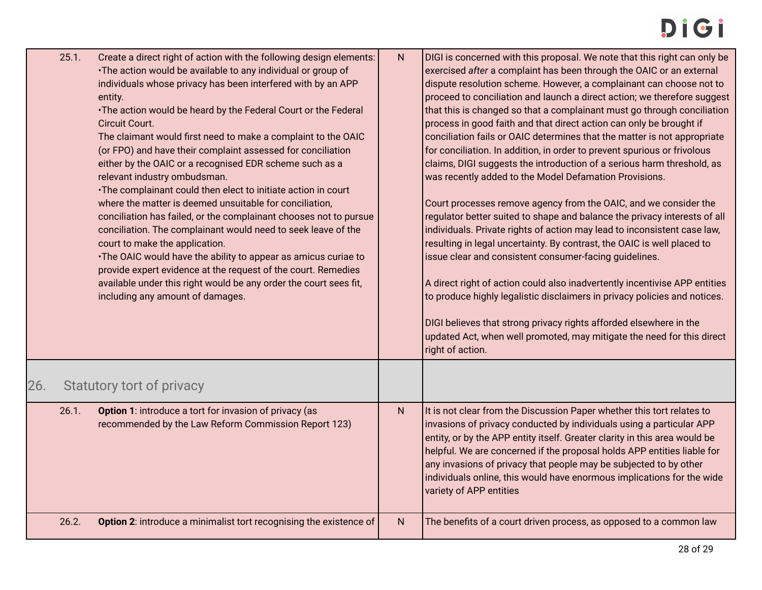| | | | |
|---|---|---|---|
| 25.1. | Create a direct right of action with the following design elements:<br>•The action would be available to any individual or group of individuals whose privacy has been interfered with by an APP entity.<br>•The action would be heard by the Federal Court or the Federal Circuit Court.<br>The claimant would first need to make a complaint to the OAIC (or FPO) and have their complaint assessed for conciliation either by the OAIC or a recognised EDR scheme such as a relevant industry ombudsman.<br>•The complainant could then elect to initiate action in court where the matter is deemed unsuitable for conciliation, conciliation has failed, or the complainant chooses not to pursue conciliation. The complainant would need to seek leave of the court to make the application.<br>•The OAIC would have the ability to appear as amicus curiae to provide expert evidence at the request of the court. Remedies available under this right would be any order the court sees fit, including any amount of damages. | N | DIGI is concerned with this proposal. We note that this right can only be exercised *after* a complaint has been through the OAIC or an external dispute resolution scheme. However, a complainant can choose not to proceed to conciliation and launch a direct action; we therefore suggest that this is changed so that a complainant must go through conciliation process in good faith and that direct action can only be brought if conciliation fails or OAIC determines that the matter is not appropriate for conciliation. In addition, in order to prevent spurious or frivolous claims, DIGI suggests the introduction of a serious harm threshold, as was recently added to the Model Defamation Provisions.<br><br>Court processes remove agency from the OAIC, and we consider the regulator better suited to shape and balance the privacy interests of all individuals. Private rights of action may lead to inconsistent case law, resulting in legal uncertainty. By contrast, the OAIC is well placed to issue clear and consistent consumer-facing guidelines.<br><br>A direct right of action could also inadvertently incentivise APP entities to produce highly legalistic disclaimers in privacy policies and notices.<br><br>DIGI believes that strong privacy rights afforded elsewhere in the updated Act, when well promoted, may mitigate the need for this direct right of action. |
| **26.** | **Statutory tort of privacy** | | |
| 26.1. | **Option 1**: introduce a tort for invasion of privacy (as recommended by the Law Reform Commission Report 123) | N | It is not clear from the Discussion Paper whether this tort relates to invasions of privacy conducted by individuals using a particular APP entity, or by the APP entity itself. Greater clarity in this area would be helpful. We are concerned if the proposal holds APP entities liable for any invasions of privacy that people may be subjected to by other individuals online, this would have enormous implications for the wide variety of APP entities |
| 26.2. | **Option 2**: introduce a minimalist tort recognising the existence of | N | The benefits of a court driven process, as opposed to a common law |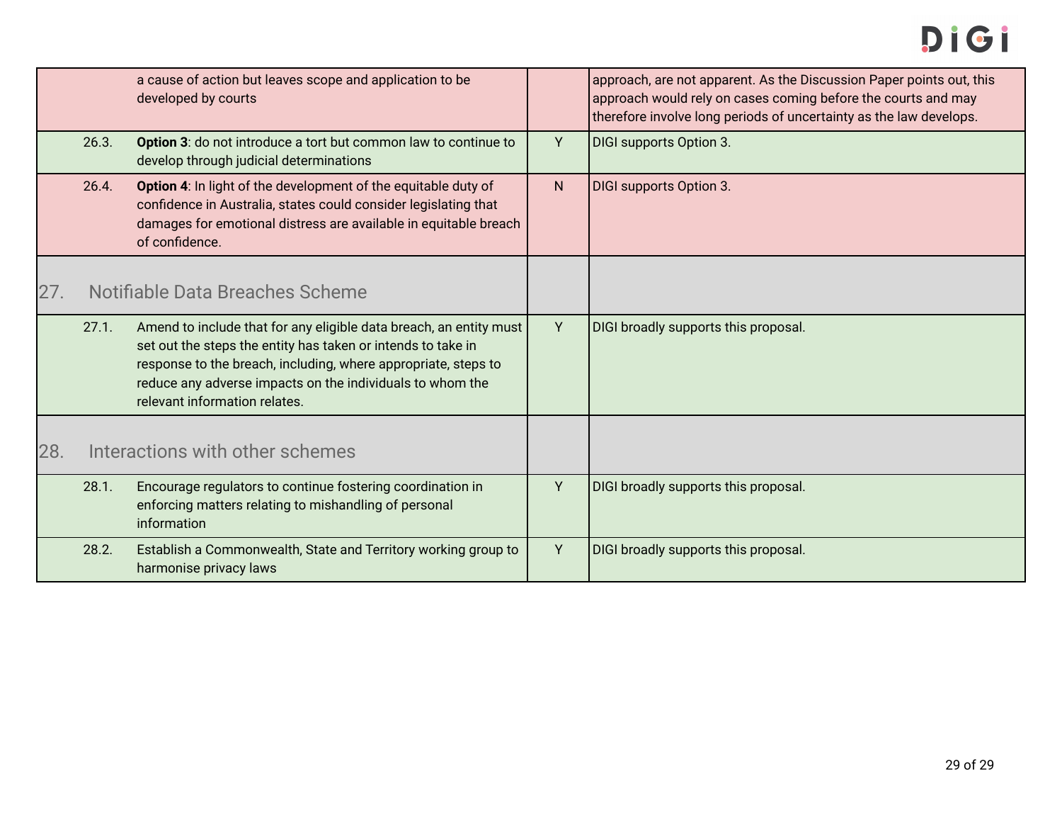| | | | |
|---|---|---|---|
| | a cause of action but leaves scope and application to be developed by courts | | approach, are not apparent. As the Discussion Paper points out, this approach would rely on cases coming before the courts and may therefore involve long periods of uncertainty as the law develops. |
| 26.3. | **Option 3**: do not introduce a tort but common law to continue to develop through judicial determinations | Y | DIGI supports Option 3. |
| 26.4. | **Option 4**: In light of the development of the equitable duty of confidence in Australia, states could consider legislating that damages for emotional distress are available in equitable breach of confidence. | N | DIGI supports Option 3. |
| 27. | Notifiable Data Breaches Scheme | | |
| 27.1. | Amend to include that for any eligible data breach, an entity must set out the steps the entity has taken or intends to take in response to the breach, including, where appropriate, steps to reduce any adverse impacts on the individuals to whom the relevant information relates. | Y | DIGI broadly supports this proposal. |
| 28. | Interactions with other schemes | | |
| 28.1. | Encourage regulators to continue fostering coordination in enforcing matters relating to mishandling of personal information | Y | DIGI broadly supports this proposal. |
| 28.2. | Establish a Commonwealth, State and Territory working group to harmonise privacy laws | Y | DIGI broadly supports this proposal. |